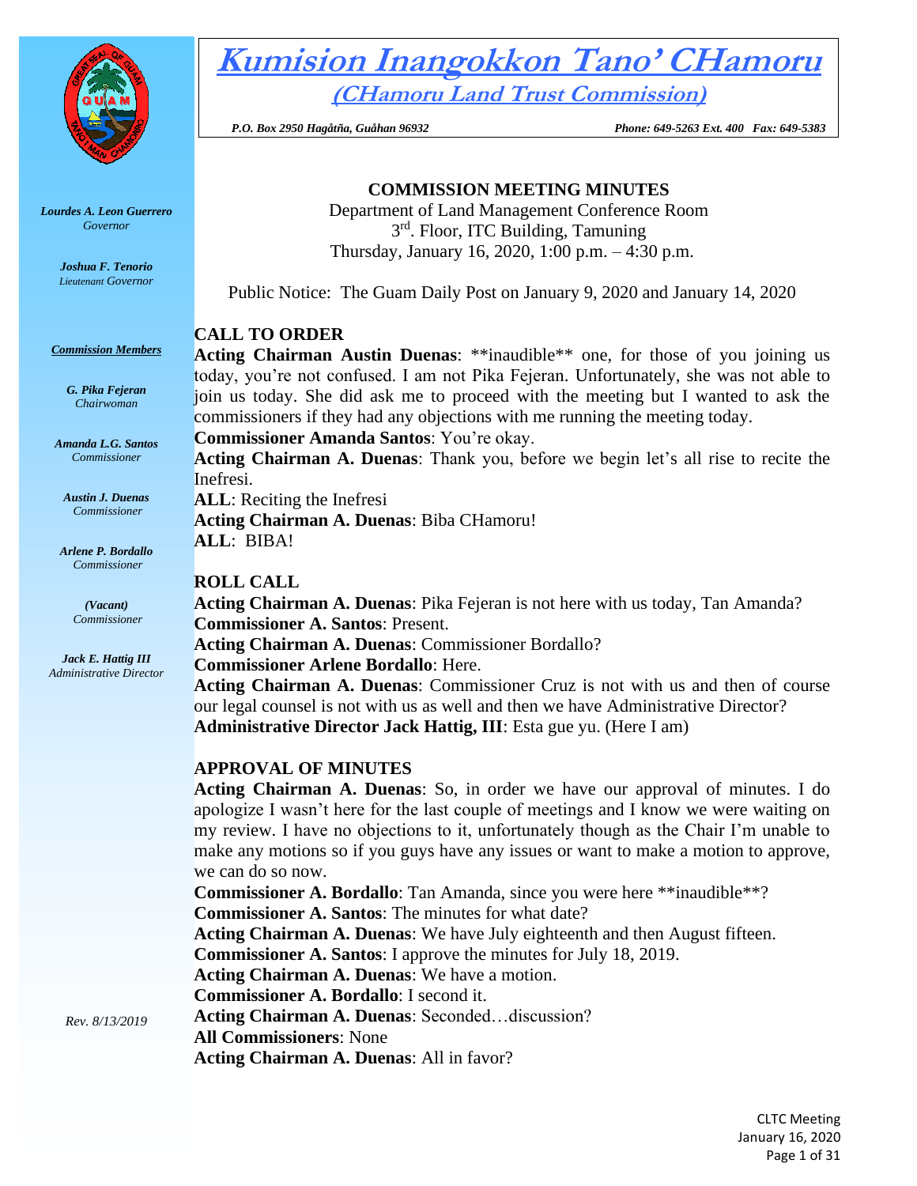# Kumision Inangokkon Tano' CHamoru

## (CHamoru Land Trust Commission)

*P.O. Box 2950 Hagåtña, Guåhan 96932* *Phone: 649-5263 Ext. 400 Fax: 649-5383*

***Lourdes A. Leon Guerrero***
*Governor*

***Joshua F. Tenorio***
*Lieutenant Governor*

***Commission Members***

***G. Pika Fejeran***
*Chairwoman*

***Amanda L.G. Santos***
*Commissioner*

***Austin J. Duenas***
*Commissioner*

***Arlene P. Bordallo***
*Commissioner*

***(Vacant)***
*Commissioner*

***Jack E. Hattig III***
*Administrative Director*

*Rev. 8/13/2019*

**COMMISSION MEETING MINUTES**

Department of Land Management Conference Room
3rd. Floor, ITC Building, Tamuning
Thursday, January 16, 2020, 1:00 p.m. – 4:30 p.m.

Public Notice: The Guam Daily Post on January 9, 2020 and January 14, 2020

## CALL TO ORDER

**Acting Chairman Austin Duenas**: **inaudible** one, for those of you joining us today, you're not confused. I am not Pika Fejeran. Unfortunately, she was not able to join us today. She did ask me to proceed with the meeting but I wanted to ask the commissioners if they had any objections with me running the meeting today.

**Commissioner Amanda Santos**: You're okay.

**Acting Chairman A. Duenas**: Thank you, before we begin let's all rise to recite the Inefresi.

**ALL**: Reciting the Inefresi

**Acting Chairman A. Duenas**: Biba CHamoru!

**ALL**: BIBA!

## ROLL CALL

**Acting Chairman A. Duenas**: Pika Fejeran is not here with us today, Tan Amanda?

**Commissioner A. Santos**: Present.

**Acting Chairman A. Duenas**: Commissioner Bordallo?

**Commissioner Arlene Bordallo**: Here.

**Acting Chairman A. Duenas**: Commissioner Cruz is not with us and then of course our legal counsel is not with us as well and then we have Administrative Director?

**Administrative Director Jack Hattig, III**: Esta gue yu. (Here I am)

## APPROVAL OF MINUTES

**Acting Chairman A. Duenas**: So, in order we have our approval of minutes. I do apologize I wasn't here for the last couple of meetings and I know we were waiting on my review. I have no objections to it, unfortunately though as the Chair I'm unable to make any motions so if you guys have any issues or want to make a motion to approve, we can do so now.

**Commissioner A. Bordallo**: Tan Amanda, since you were here **inaudible**?

**Commissioner A. Santos**: The minutes for what date?

**Acting Chairman A. Duenas**: We have July eighteenth and then August fifteen.

**Commissioner A. Santos**: I approve the minutes for July 18, 2019.

**Acting Chairman A. Duenas**: We have a motion.

**Commissioner A. Bordallo**: I second it.

**Acting Chairman A. Duenas**: Seconded…discussion?

**All Commissioners**: None

**Acting Chairman A. Duenas**: All in favor?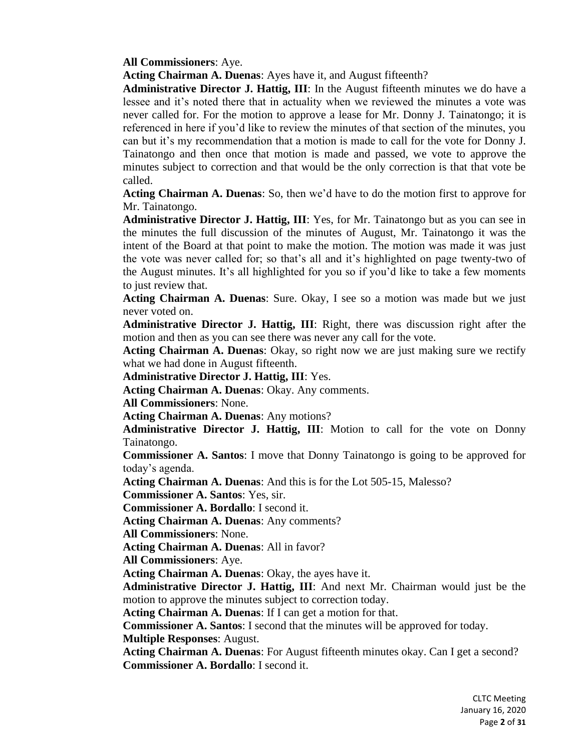**All Commissioners**: Aye.

**Acting Chairman A. Duenas**: Ayes have it, and August fifteenth?

**Administrative Director J. Hattig, III**: In the August fifteenth minutes we do have a lessee and it's noted there that in actuality when we reviewed the minutes a vote was never called for. For the motion to approve a lease for Mr. Donny J. Tainatongo; it is referenced in here if you'd like to review the minutes of that section of the minutes, you can but it's my recommendation that a motion is made to call for the vote for Donny J. Tainatongo and then once that motion is made and passed, we vote to approve the minutes subject to correction and that would be the only correction is that that vote be called.

**Acting Chairman A. Duenas**: So, then we'd have to do the motion first to approve for Mr. Tainatongo.

**Administrative Director J. Hattig, III**: Yes, for Mr. Tainatongo but as you can see in the minutes the full discussion of the minutes of August, Mr. Tainatongo it was the intent of the Board at that point to make the motion. The motion was made it was just the vote was never called for; so that's all and it's highlighted on page twenty-two of the August minutes. It's all highlighted for you so if you'd like to take a few moments to just review that.

**Acting Chairman A. Duenas**: Sure. Okay, I see so a motion was made but we just never voted on.

**Administrative Director J. Hattig, III**: Right, there was discussion right after the motion and then as you can see there was never any call for the vote.

**Acting Chairman A. Duenas**: Okay, so right now we are just making sure we rectify what we had done in August fifteenth.

**Administrative Director J. Hattig, III**: Yes.

**Acting Chairman A. Duenas**: Okay. Any comments.

**All Commissioners**: None.

**Acting Chairman A. Duenas**: Any motions?

**Administrative Director J. Hattig, III**: Motion to call for the vote on Donny Tainatongo.

**Commissioner A. Santos**: I move that Donny Tainatongo is going to be approved for today's agenda.

**Acting Chairman A. Duenas**: And this is for the Lot 505-15, Malesso?

**Commissioner A. Santos**: Yes, sir.

**Commissioner A. Bordallo**: I second it.

**Acting Chairman A. Duenas**: Any comments?

**All Commissioners**: None.

**Acting Chairman A. Duenas**: All in favor?

**All Commissioners**: Aye.

**Acting Chairman A. Duenas**: Okay, the ayes have it.

**Administrative Director J. Hattig, III**: And next Mr. Chairman would just be the motion to approve the minutes subject to correction today.

**Acting Chairman A. Duenas**: If I can get a motion for that.

**Commissioner A. Santos**: I second that the minutes will be approved for today.

**Multiple Responses**: August.

**Acting Chairman A. Duenas**: For August fifteenth minutes okay. Can I get a second?

**Commissioner A. Bordallo**: I second it.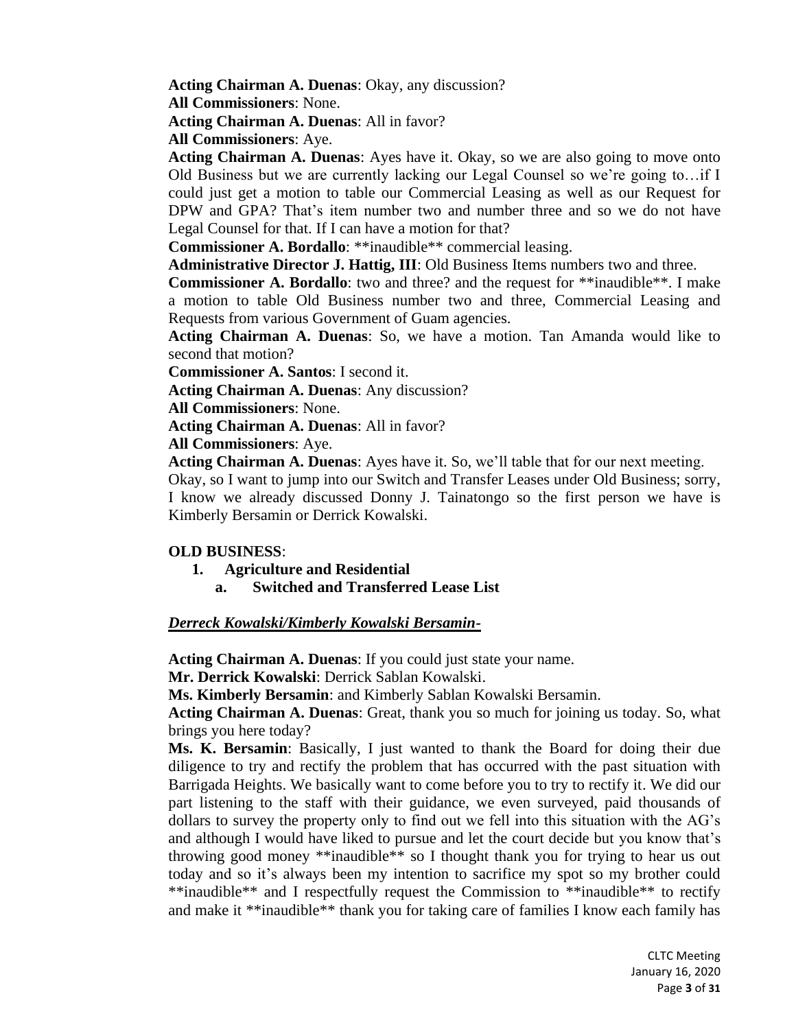**Acting Chairman A. Duenas**: Okay, any discussion?
**All Commissioners**: None.
**Acting Chairman A. Duenas**: All in favor?
**All Commissioners**: Aye.
**Acting Chairman A. Duenas**: Ayes have it. Okay, so we are also going to move onto Old Business but we are currently lacking our Legal Counsel so we're going to…if I could just get a motion to table our Commercial Leasing as well as our Request for DPW and GPA? That's item number two and number three and so we do not have Legal Counsel for that. If I can have a motion for that?
**Commissioner A. Bordallo**: **inaudible** commercial leasing.
**Administrative Director J. Hattig, III**: Old Business Items numbers two and three.
**Commissioner A. Bordallo**: two and three? and the request for **inaudible**. I make a motion to table Old Business number two and three, Commercial Leasing and Requests from various Government of Guam agencies.
**Acting Chairman A. Duenas**: So, we have a motion. Tan Amanda would like to second that motion?
**Commissioner A. Santos**: I second it.
**Acting Chairman A. Duenas**: Any discussion?
**All Commissioners**: None.
**Acting Chairman A. Duenas**: All in favor?
**All Commissioners**: Aye.
**Acting Chairman A. Duenas**: Ayes have it. So, we'll table that for our next meeting.
Okay, so I want to jump into our Switch and Transfer Leases under Old Business; sorry, I know we already discussed Donny J. Tainatongo so the first person we have is Kimberly Bersamin or Derrick Kowalski.

**OLD BUSINESS**:

1. **Agriculture and Residential**
   a. **Switched and Transferred Lease List**

***Derreck Kowalski/Kimberly Kowalski Bersamin-***

**Acting Chairman A. Duenas**: If you could just state your name.
**Mr. Derrick Kowalski**: Derrick Sablan Kowalski.
**Ms. Kimberly Bersamin**: and Kimberly Sablan Kowalski Bersamin.
**Acting Chairman A. Duenas**: Great, thank you so much for joining us today. So, what brings you here today?
**Ms. K. Bersamin**: Basically, I just wanted to thank the Board for doing their due diligence to try and rectify the problem that has occurred with the past situation with Barrigada Heights. We basically want to come before you to try to rectify it. We did our part listening to the staff with their guidance, we even surveyed, paid thousands of dollars to survey the property only to find out we fell into this situation with the AG's and although I would have liked to pursue and let the court decide but you know that's throwing good money **inaudible** so I thought thank you for trying to hear us out today and so it's always been my intention to sacrifice my spot so my brother could **inaudible** and I respectfully request the Commission to **inaudible** to rectify and make it **inaudible** thank you for taking care of families I know each family has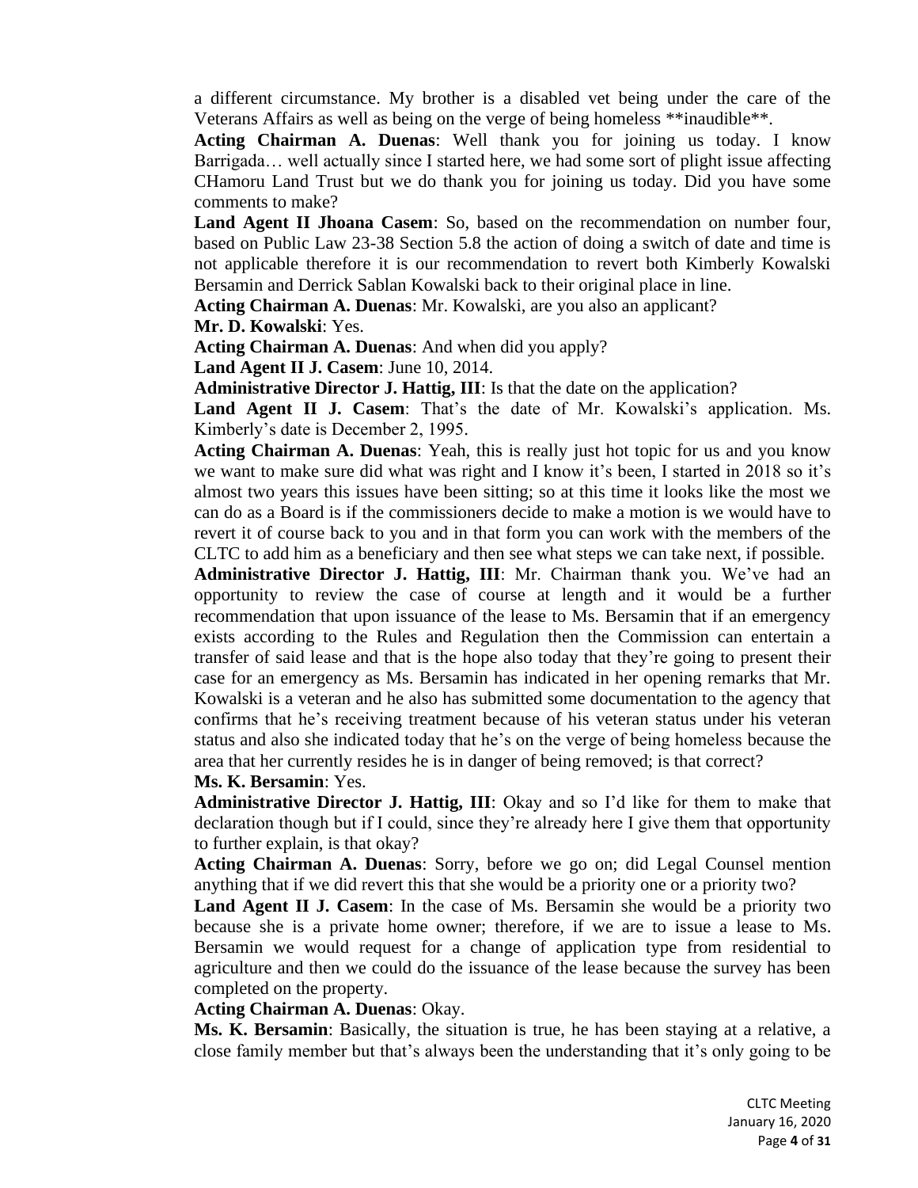a different circumstance. My brother is a disabled vet being under the care of the Veterans Affairs as well as being on the verge of being homeless **inaudible**.

**Acting Chairman A. Duenas**: Well thank you for joining us today. I know Barrigada… well actually since I started here, we had some sort of plight issue affecting CHamoru Land Trust but we do thank you for joining us today. Did you have some comments to make?

**Land Agent II Jhoana Casem**: So, based on the recommendation on number four, based on Public Law 23-38 Section 5.8 the action of doing a switch of date and time is not applicable therefore it is our recommendation to revert both Kimberly Kowalski Bersamin and Derrick Sablan Kowalski back to their original place in line.

**Acting Chairman A. Duenas**: Mr. Kowalski, are you also an applicant?

**Mr. D. Kowalski**: Yes.

**Acting Chairman A. Duenas**: And when did you apply?

**Land Agent II J. Casem**: June 10, 2014.

**Administrative Director J. Hattig, III**: Is that the date on the application?

**Land Agent II J. Casem**: That's the date of Mr. Kowalski's application. Ms. Kimberly's date is December 2, 1995.

**Acting Chairman A. Duenas**: Yeah, this is really just hot topic for us and you know we want to make sure did what was right and I know it's been, I started in 2018 so it's almost two years this issues have been sitting; so at this time it looks like the most we can do as a Board is if the commissioners decide to make a motion is we would have to revert it of course back to you and in that form you can work with the members of the CLTC to add him as a beneficiary and then see what steps we can take next, if possible.

**Administrative Director J. Hattig, III**: Mr. Chairman thank you. We've had an opportunity to review the case of course at length and it would be a further recommendation that upon issuance of the lease to Ms. Bersamin that if an emergency exists according to the Rules and Regulation then the Commission can entertain a transfer of said lease and that is the hope also today that they're going to present their case for an emergency as Ms. Bersamin has indicated in her opening remarks that Mr. Kowalski is a veteran and he also has submitted some documentation to the agency that confirms that he's receiving treatment because of his veteran status under his veteran status and also she indicated today that he's on the verge of being homeless because the area that her currently resides he is in danger of being removed; is that correct?

**Ms. K. Bersamin**: Yes.

**Administrative Director J. Hattig, III**: Okay and so I'd like for them to make that declaration though but if I could, since they're already here I give them that opportunity to further explain, is that okay?

**Acting Chairman A. Duenas**: Sorry, before we go on; did Legal Counsel mention anything that if we did revert this that she would be a priority one or a priority two?

**Land Agent II J. Casem**: In the case of Ms. Bersamin she would be a priority two because she is a private home owner; therefore, if we are to issue a lease to Ms. Bersamin we would request for a change of application type from residential to agriculture and then we could do the issuance of the lease because the survey has been completed on the property.

**Acting Chairman A. Duenas**: Okay.

**Ms. K. Bersamin**: Basically, the situation is true, he has been staying at a relative, a close family member but that's always been the understanding that it's only going to be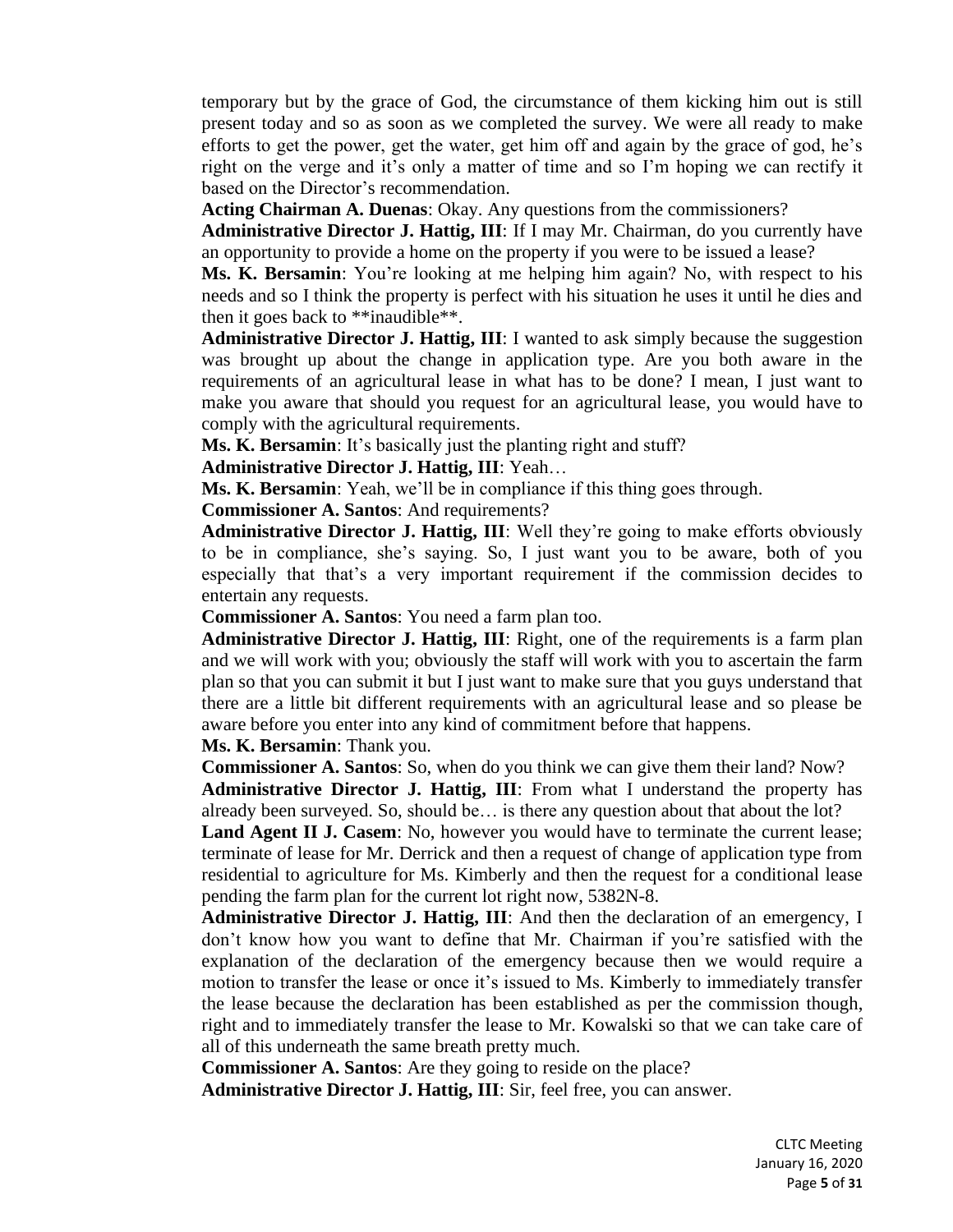temporary but by the grace of God, the circumstance of them kicking him out is still present today and so as soon as we completed the survey. We were all ready to make efforts to get the power, get the water, get him off and again by the grace of god, he's right on the verge and it's only a matter of time and so I'm hoping we can rectify it based on the Director's recommendation.

**Acting Chairman A. Duenas**: Okay. Any questions from the commissioners?

**Administrative Director J. Hattig, III**: If I may Mr. Chairman, do you currently have an opportunity to provide a home on the property if you were to be issued a lease?

**Ms. K. Bersamin**: You're looking at me helping him again? No, with respect to his needs and so I think the property is perfect with his situation he uses it until he dies and then it goes back to **inaudible**.

**Administrative Director J. Hattig, III**: I wanted to ask simply because the suggestion was brought up about the change in application type. Are you both aware in the requirements of an agricultural lease in what has to be done? I mean, I just want to make you aware that should you request for an agricultural lease, you would have to comply with the agricultural requirements.

**Ms. K. Bersamin**: It's basically just the planting right and stuff?

**Administrative Director J. Hattig, III**: Yeah…

**Ms. K. Bersamin**: Yeah, we'll be in compliance if this thing goes through.

**Commissioner A. Santos**: And requirements?

**Administrative Director J. Hattig, III**: Well they're going to make efforts obviously to be in compliance, she's saying. So, I just want you to be aware, both of you especially that that's a very important requirement if the commission decides to entertain any requests.

**Commissioner A. Santos**: You need a farm plan too.

**Administrative Director J. Hattig, III**: Right, one of the requirements is a farm plan and we will work with you; obviously the staff will work with you to ascertain the farm plan so that you can submit it but I just want to make sure that you guys understand that there are a little bit different requirements with an agricultural lease and so please be aware before you enter into any kind of commitment before that happens.

**Ms. K. Bersamin**: Thank you.

**Commissioner A. Santos**: So, when do you think we can give them their land? Now?

**Administrative Director J. Hattig, III**: From what I understand the property has already been surveyed. So, should be… is there any question about that about the lot?

**Land Agent II J. Casem**: No, however you would have to terminate the current lease; terminate of lease for Mr. Derrick and then a request of change of application type from residential to agriculture for Ms. Kimberly and then the request for a conditional lease pending the farm plan for the current lot right now, 5382N-8.

**Administrative Director J. Hattig, III**: And then the declaration of an emergency, I don't know how you want to define that Mr. Chairman if you're satisfied with the explanation of the declaration of the emergency because then we would require a motion to transfer the lease or once it's issued to Ms. Kimberly to immediately transfer the lease because the declaration has been established as per the commission though, right and to immediately transfer the lease to Mr. Kowalski so that we can take care of all of this underneath the same breath pretty much.

**Commissioner A. Santos**: Are they going to reside on the place?

**Administrative Director J. Hattig, III**: Sir, feel free, you can answer.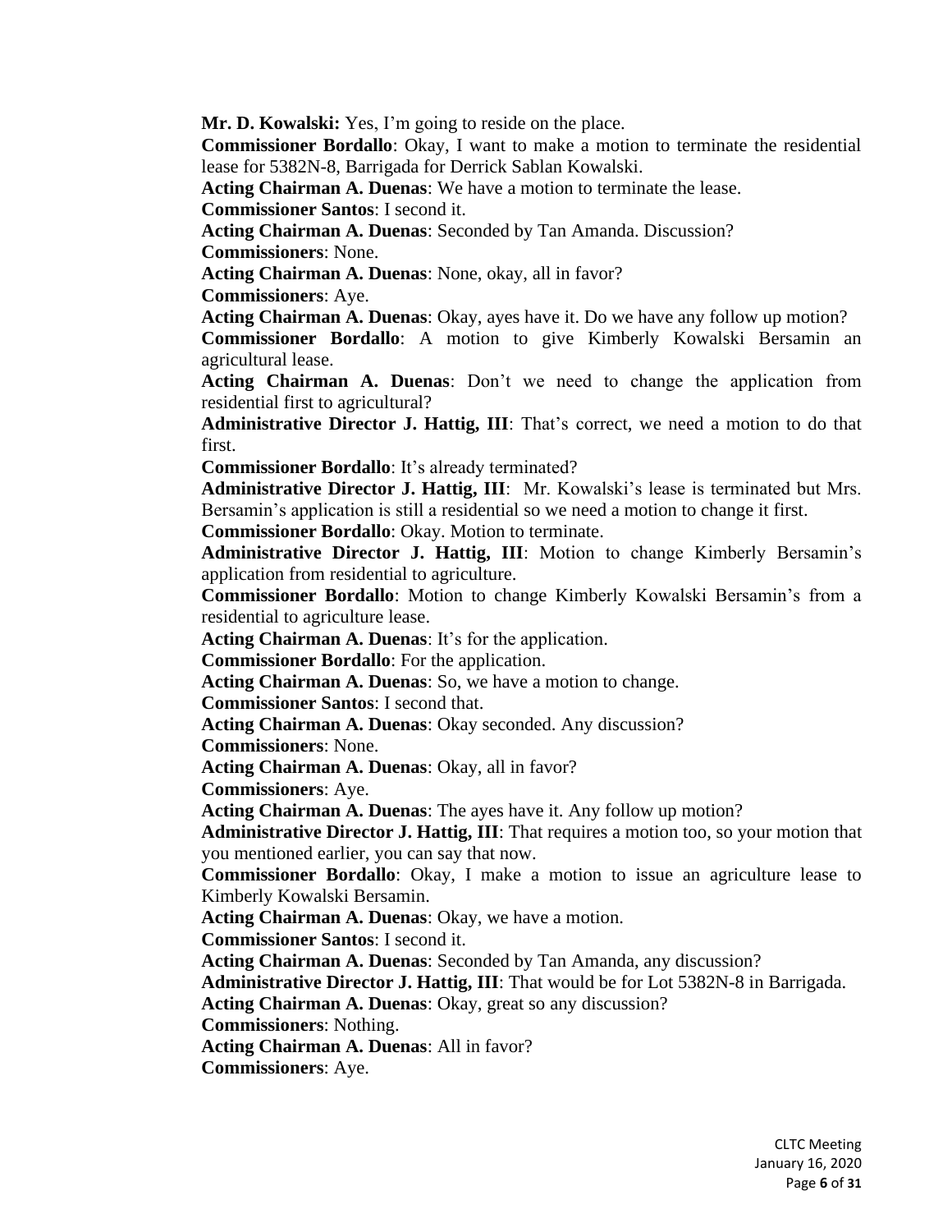**Mr. D. Kowalski:** Yes, I'm going to reside on the place.

**Commissioner Bordallo**: Okay, I want to make a motion to terminate the residential lease for 5382N-8, Barrigada for Derrick Sablan Kowalski.

**Acting Chairman A. Duenas**: We have a motion to terminate the lease.

**Commissioner Santos**: I second it.

**Acting Chairman A. Duenas**: Seconded by Tan Amanda. Discussion?

**Commissioners**: None.

**Acting Chairman A. Duenas**: None, okay, all in favor?

**Commissioners**: Aye.

**Acting Chairman A. Duenas**: Okay, ayes have it. Do we have any follow up motion?

**Commissioner Bordallo**: A motion to give Kimberly Kowalski Bersamin an agricultural lease.

**Acting Chairman A. Duenas**: Don't we need to change the application from residential first to agricultural?

**Administrative Director J. Hattig, III**: That's correct, we need a motion to do that first.

**Commissioner Bordallo**: It's already terminated?

**Administrative Director J. Hattig, III**: Mr. Kowalski's lease is terminated but Mrs. Bersamin's application is still a residential so we need a motion to change it first.

**Commissioner Bordallo**: Okay. Motion to terminate.

**Administrative Director J. Hattig, III**: Motion to change Kimberly Bersamin's application from residential to agriculture.

**Commissioner Bordallo**: Motion to change Kimberly Kowalski Bersamin's from a residential to agriculture lease.

**Acting Chairman A. Duenas**: It's for the application.

**Commissioner Bordallo**: For the application.

**Acting Chairman A. Duenas**: So, we have a motion to change.

**Commissioner Santos**: I second that.

**Acting Chairman A. Duenas**: Okay seconded. Any discussion?

**Commissioners**: None.

**Acting Chairman A. Duenas**: Okay, all in favor?

**Commissioners**: Aye.

**Acting Chairman A. Duenas**: The ayes have it. Any follow up motion?

**Administrative Director J. Hattig, III**: That requires a motion too, so your motion that you mentioned earlier, you can say that now.

**Commissioner Bordallo**: Okay, I make a motion to issue an agriculture lease to Kimberly Kowalski Bersamin.

**Acting Chairman A. Duenas**: Okay, we have a motion.

**Commissioner Santos**: I second it.

**Acting Chairman A. Duenas**: Seconded by Tan Amanda, any discussion?

**Administrative Director J. Hattig, III**: That would be for Lot 5382N-8 in Barrigada.

**Acting Chairman A. Duenas**: Okay, great so any discussion?

**Commissioners**: Nothing.

**Acting Chairman A. Duenas**: All in favor?

**Commissioners**: Aye.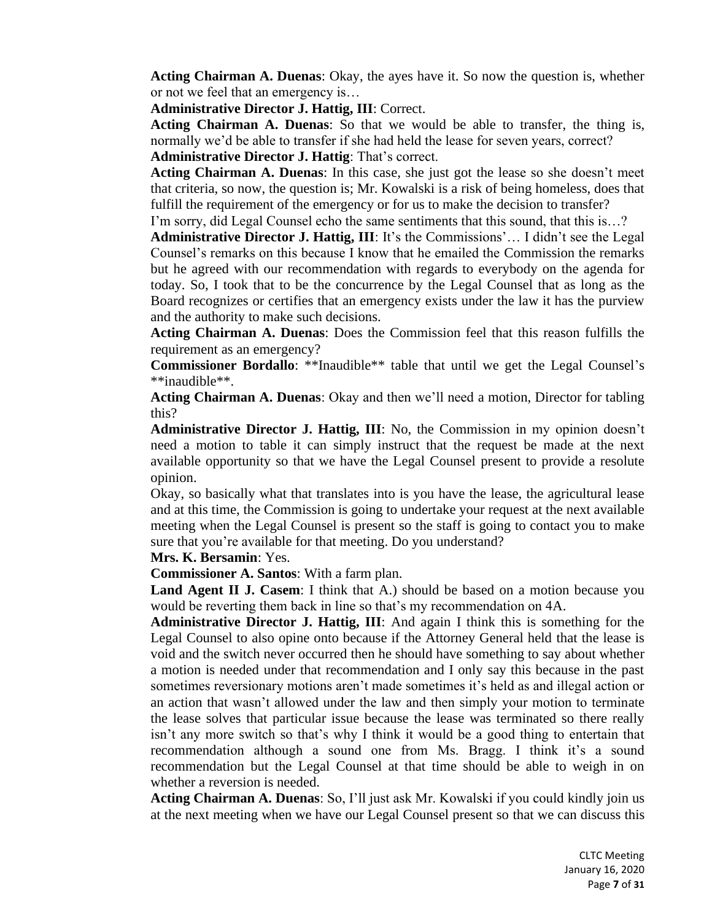**Acting Chairman A. Duenas**: Okay, the ayes have it. So now the question is, whether or not we feel that an emergency is…

**Administrative Director J. Hattig, III**: Correct.

**Acting Chairman A. Duenas**: So that we would be able to transfer, the thing is, normally we'd be able to transfer if she had held the lease for seven years, correct?

**Administrative Director J. Hattig**: That's correct.

**Acting Chairman A. Duenas**: In this case, she just got the lease so she doesn't meet that criteria, so now, the question is; Mr. Kowalski is a risk of being homeless, does that fulfill the requirement of the emergency or for us to make the decision to transfer? I'm sorry, did Legal Counsel echo the same sentiments that this sound, that this is…?

**Administrative Director J. Hattig, III**: It's the Commissions'… I didn't see the Legal Counsel's remarks on this because I know that he emailed the Commission the remarks but he agreed with our recommendation with regards to everybody on the agenda for today. So, I took that to be the concurrence by the Legal Counsel that as long as the Board recognizes or certifies that an emergency exists under the law it has the purview and the authority to make such decisions.

**Acting Chairman A. Duenas**: Does the Commission feel that this reason fulfills the requirement as an emergency?

**Commissioner Bordallo**: **Inaudible** table that until we get the Legal Counsel's **inaudible**.

**Acting Chairman A. Duenas**: Okay and then we'll need a motion, Director for tabling this?

**Administrative Director J. Hattig, III**: No, the Commission in my opinion doesn't need a motion to table it can simply instruct that the request be made at the next available opportunity so that we have the Legal Counsel present to provide a resolute opinion.

Okay, so basically what that translates into is you have the lease, the agricultural lease and at this time, the Commission is going to undertake your request at the next available meeting when the Legal Counsel is present so the staff is going to contact you to make sure that you're available for that meeting. Do you understand?

**Mrs. K. Bersamin**: Yes.

**Commissioner A. Santos**: With a farm plan.

**Land Agent II J. Casem**: I think that A.) should be based on a motion because you would be reverting them back in line so that's my recommendation on 4A.

**Administrative Director J. Hattig, III**: And again I think this is something for the Legal Counsel to also opine onto because if the Attorney General held that the lease is void and the switch never occurred then he should have something to say about whether a motion is needed under that recommendation and I only say this because in the past sometimes reversionary motions aren't made sometimes it's held as and illegal action or an action that wasn't allowed under the law and then simply your motion to terminate the lease solves that particular issue because the lease was terminated so there really isn't any more switch so that's why I think it would be a good thing to entertain that recommendation although a sound one from Ms. Bragg. I think it's a sound recommendation but the Legal Counsel at that time should be able to weigh in on whether a reversion is needed.

**Acting Chairman A. Duenas**: So, I'll just ask Mr. Kowalski if you could kindly join us at the next meeting when we have our Legal Counsel present so that we can discuss this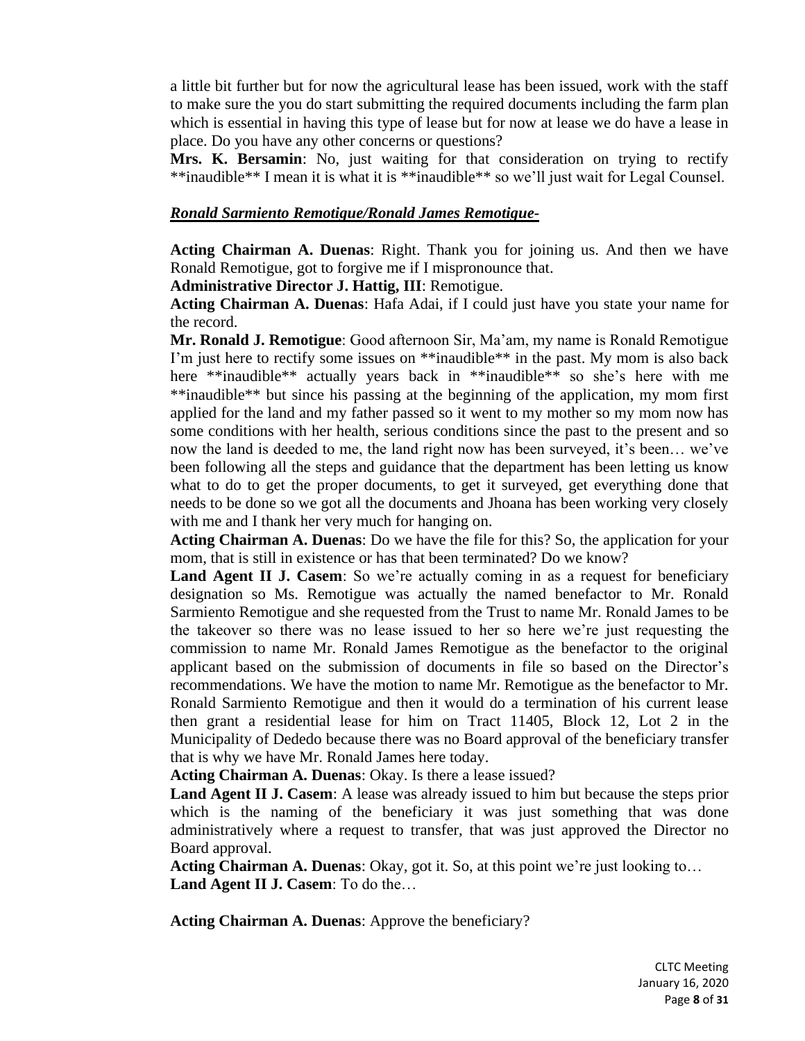a little bit further but for now the agricultural lease has been issued, work with the staff to make sure the you do start submitting the required documents including the farm plan which is essential in having this type of lease but for now at lease we do have a lease in place. Do you have any other concerns or questions?

**Mrs. K. Bersamin**: No, just waiting for that consideration on trying to rectify **inaudible** I mean it is what it is **inaudible** so we'll just wait for Legal Counsel.

***Ronald Sarmiento Remotigue/Ronald James Remotigue-***

**Acting Chairman A. Duenas**: Right. Thank you for joining us. And then we have Ronald Remotigue, got to forgive me if I mispronounce that.

**Administrative Director J. Hattig, III**: Remotigue.

**Acting Chairman A. Duenas**: Hafa Adai, if I could just have you state your name for the record.

**Mr. Ronald J. Remotigue**: Good afternoon Sir, Ma'am, my name is Ronald Remotigue I'm just here to rectify some issues on **inaudible** in the past. My mom is also back here **inaudible** actually years back in **inaudible** so she's here with me **inaudible** but since his passing at the beginning of the application, my mom first applied for the land and my father passed so it went to my mother so my mom now has some conditions with her health, serious conditions since the past to the present and so now the land is deeded to me, the land right now has been surveyed, it's been… we've been following all the steps and guidance that the department has been letting us know what to do to get the proper documents, to get it surveyed, get everything done that needs to be done so we got all the documents and Jhoana has been working very closely with me and I thank her very much for hanging on.

**Acting Chairman A. Duenas**: Do we have the file for this? So, the application for your mom, that is still in existence or has that been terminated? Do we know?

**Land Agent II J. Casem**: So we're actually coming in as a request for beneficiary designation so Ms. Remotigue was actually the named benefactor to Mr. Ronald Sarmiento Remotigue and she requested from the Trust to name Mr. Ronald James to be the takeover so there was no lease issued to her so here we're just requesting the commission to name Mr. Ronald James Remotigue as the benefactor to the original applicant based on the submission of documents in file so based on the Director's recommendations. We have the motion to name Mr. Remotigue as the benefactor to Mr. Ronald Sarmiento Remotigue and then it would do a termination of his current lease then grant a residential lease for him on Tract 11405, Block 12, Lot 2 in the Municipality of Dededo because there was no Board approval of the beneficiary transfer that is why we have Mr. Ronald James here today.

**Acting Chairman A. Duenas**: Okay. Is there a lease issued?

**Land Agent II J. Casem**: A lease was already issued to him but because the steps prior which is the naming of the beneficiary it was just something that was done administratively where a request to transfer, that was just approved the Director no Board approval.

**Acting Chairman A. Duenas**: Okay, got it. So, at this point we're just looking to…

**Land Agent II J. Casem**: To do the…

**Acting Chairman A. Duenas**: Approve the beneficiary?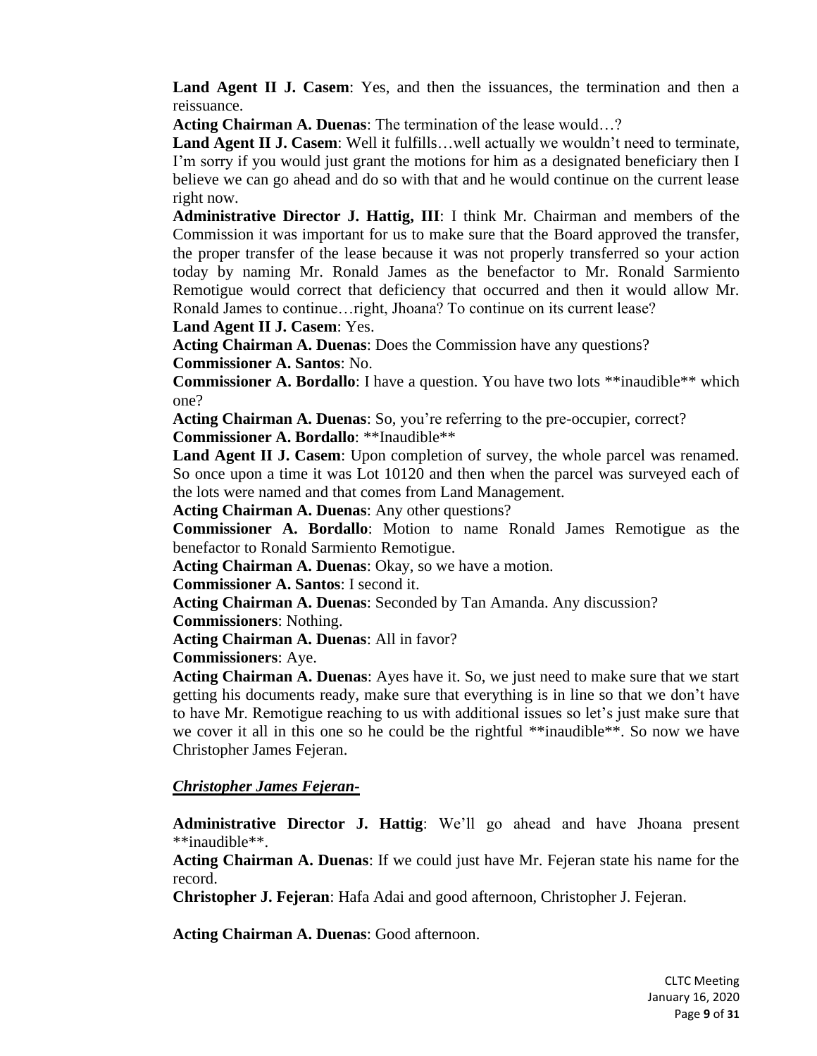**Land Agent II J. Casem**: Yes, and then the issuances, the termination and then a reissuance.

**Acting Chairman A. Duenas**: The termination of the lease would…?

**Land Agent II J. Casem**: Well it fulfills…well actually we wouldn't need to terminate, I'm sorry if you would just grant the motions for him as a designated beneficiary then I believe we can go ahead and do so with that and he would continue on the current lease right now.

**Administrative Director J. Hattig, III**: I think Mr. Chairman and members of the Commission it was important for us to make sure that the Board approved the transfer, the proper transfer of the lease because it was not properly transferred so your action today by naming Mr. Ronald James as the benefactor to Mr. Ronald Sarmiento Remotigue would correct that deficiency that occurred and then it would allow Mr. Ronald James to continue…right, Jhoana? To continue on its current lease?

**Land Agent II J. Casem**: Yes.

**Acting Chairman A. Duenas**: Does the Commission have any questions?

**Commissioner A. Santos**: No.

**Commissioner A. Bordallo**: I have a question. You have two lots **inaudible** which one?

**Acting Chairman A. Duenas**: So, you're referring to the pre-occupier, correct?

**Commissioner A. Bordallo**: **Inaudible**

**Land Agent II J. Casem**: Upon completion of survey, the whole parcel was renamed. So once upon a time it was Lot 10120 and then when the parcel was surveyed each of the lots were named and that comes from Land Management.

**Acting Chairman A. Duenas**: Any other questions?

**Commissioner A. Bordallo**: Motion to name Ronald James Remotigue as the benefactor to Ronald Sarmiento Remotigue.

**Acting Chairman A. Duenas**: Okay, so we have a motion.

**Commissioner A. Santos**: I second it.

**Acting Chairman A. Duenas**: Seconded by Tan Amanda. Any discussion?

**Commissioners**: Nothing.

**Acting Chairman A. Duenas**: All in favor?

**Commissioners**: Aye.

**Acting Chairman A. Duenas**: Ayes have it. So, we just need to make sure that we start getting his documents ready, make sure that everything is in line so that we don't have to have Mr. Remotigue reaching to us with additional issues so let's just make sure that we cover it all in this one so he could be the rightful **inaudible**. So now we have Christopher James Fejeran.

***Christopher James Fejeran-***

**Administrative Director J. Hattig**: We'll go ahead and have Jhoana present **inaudible**.

**Acting Chairman A. Duenas**: If we could just have Mr. Fejeran state his name for the record.

**Christopher J. Fejeran**: Hafa Adai and good afternoon, Christopher J. Fejeran.

**Acting Chairman A. Duenas**: Good afternoon.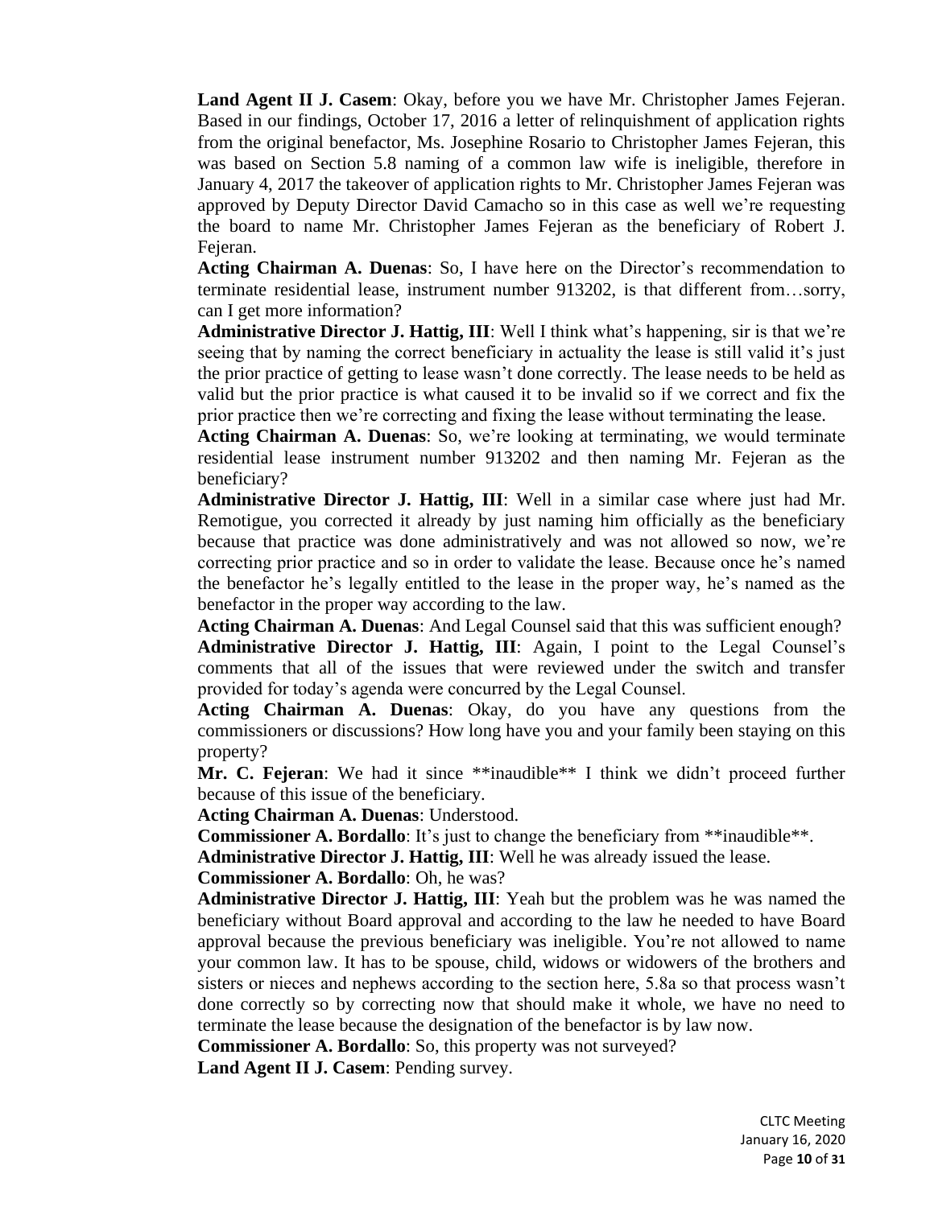**Land Agent II J. Casem**: Okay, before you we have Mr. Christopher James Fejeran. Based in our findings, October 17, 2016 a letter of relinquishment of application rights from the original benefactor, Ms. Josephine Rosario to Christopher James Fejeran, this was based on Section 5.8 naming of a common law wife is ineligible, therefore in January 4, 2017 the takeover of application rights to Mr. Christopher James Fejeran was approved by Deputy Director David Camacho so in this case as well we're requesting the board to name Mr. Christopher James Fejeran as the beneficiary of Robert J. Fejeran.

**Acting Chairman A. Duenas**: So, I have here on the Director's recommendation to terminate residential lease, instrument number 913202, is that different from…sorry, can I get more information?

**Administrative Director J. Hattig, III**: Well I think what's happening, sir is that we're seeing that by naming the correct beneficiary in actuality the lease is still valid it's just the prior practice of getting to lease wasn't done correctly. The lease needs to be held as valid but the prior practice is what caused it to be invalid so if we correct and fix the prior practice then we're correcting and fixing the lease without terminating the lease.

**Acting Chairman A. Duenas**: So, we're looking at terminating, we would terminate residential lease instrument number 913202 and then naming Mr. Fejeran as the beneficiary?

**Administrative Director J. Hattig, III**: Well in a similar case where just had Mr. Remotigue, you corrected it already by just naming him officially as the beneficiary because that practice was done administratively and was not allowed so now, we're correcting prior practice and so in order to validate the lease. Because once he's named the benefactor he's legally entitled to the lease in the proper way, he's named as the benefactor in the proper way according to the law.

**Acting Chairman A. Duenas**: And Legal Counsel said that this was sufficient enough?

**Administrative Director J. Hattig, III**: Again, I point to the Legal Counsel's comments that all of the issues that were reviewed under the switch and transfer provided for today's agenda were concurred by the Legal Counsel.

**Acting Chairman A. Duenas**: Okay, do you have any questions from the commissioners or discussions? How long have you and your family been staying on this property?

**Mr. C. Fejeran**: We had it since \*\*inaudible\*\* I think we didn't proceed further because of this issue of the beneficiary.

**Acting Chairman A. Duenas**: Understood.

**Commissioner A. Bordallo**: It's just to change the beneficiary from \*\*inaudible\*\*.

**Administrative Director J. Hattig, III**: Well he was already issued the lease.

**Commissioner A. Bordallo**: Oh, he was?

**Administrative Director J. Hattig, III**: Yeah but the problem was he was named the beneficiary without Board approval and according to the law he needed to have Board approval because the previous beneficiary was ineligible. You're not allowed to name your common law. It has to be spouse, child, widows or widowers of the brothers and sisters or nieces and nephews according to the section here, 5.8a so that process wasn't done correctly so by correcting now that should make it whole, we have no need to terminate the lease because the designation of the benefactor is by law now.

**Commissioner A. Bordallo**: So, this property was not surveyed?

**Land Agent II J. Casem**: Pending survey.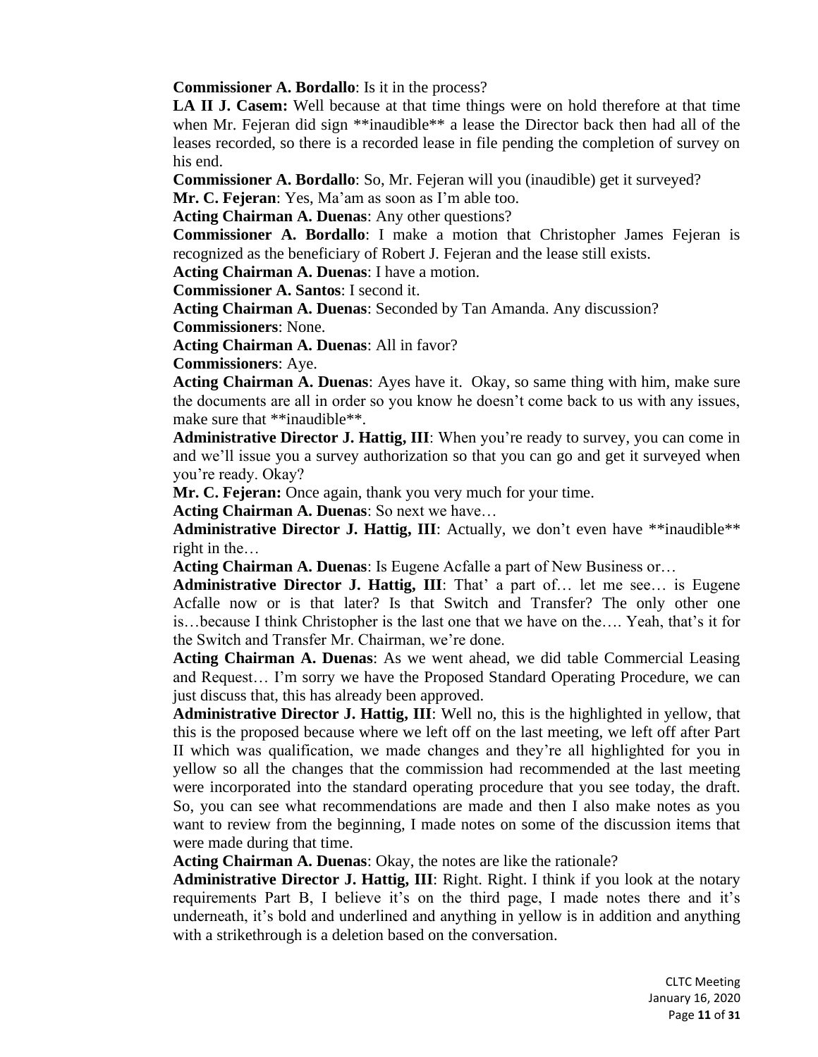**Commissioner A. Bordallo**: Is it in the process?

**LA II J. Casem:** Well because at that time things were on hold therefore at that time when Mr. Fejeran did sign **inaudible** a lease the Director back then had all of the leases recorded, so there is a recorded lease in file pending the completion of survey on his end.

**Commissioner A. Bordallo**: So, Mr. Fejeran will you (inaudible) get it surveyed?

**Mr. C. Fejeran**: Yes, Ma'am as soon as I'm able too.

**Acting Chairman A. Duenas**: Any other questions?

**Commissioner A. Bordallo**: I make a motion that Christopher James Fejeran is recognized as the beneficiary of Robert J. Fejeran and the lease still exists.

**Acting Chairman A. Duenas**: I have a motion.

**Commissioner A. Santos**: I second it.

**Acting Chairman A. Duenas**: Seconded by Tan Amanda. Any discussion?

**Commissioners**: None.

**Acting Chairman A. Duenas**: All in favor?

**Commissioners**: Aye.

**Acting Chairman A. Duenas**: Ayes have it. Okay, so same thing with him, make sure the documents are all in order so you know he doesn't come back to us with any issues, make sure that **inaudible**.

**Administrative Director J. Hattig, III**: When you're ready to survey, you can come in and we'll issue you a survey authorization so that you can go and get it surveyed when you're ready. Okay?

**Mr. C. Fejeran:** Once again, thank you very much for your time.

**Acting Chairman A. Duenas**: So next we have…

**Administrative Director J. Hattig, III**: Actually, we don't even have **inaudible** right in the…

**Acting Chairman A. Duenas**: Is Eugene Acfalle a part of New Business or…

**Administrative Director J. Hattig, III**: That' a part of… let me see… is Eugene Acfalle now or is that later? Is that Switch and Transfer? The only other one is…because I think Christopher is the last one that we have on the…. Yeah, that's it for the Switch and Transfer Mr. Chairman, we're done.

**Acting Chairman A. Duenas**: As we went ahead, we did table Commercial Leasing and Request… I'm sorry we have the Proposed Standard Operating Procedure, we can just discuss that, this has already been approved.

**Administrative Director J. Hattig, III**: Well no, this is the highlighted in yellow, that this is the proposed because where we left off on the last meeting, we left off after Part II which was qualification, we made changes and they're all highlighted for you in yellow so all the changes that the commission had recommended at the last meeting were incorporated into the standard operating procedure that you see today, the draft. So, you can see what recommendations are made and then I also make notes as you want to review from the beginning, I made notes on some of the discussion items that were made during that time.

**Acting Chairman A. Duenas**: Okay, the notes are like the rationale?

**Administrative Director J. Hattig, III**: Right. Right. I think if you look at the notary requirements Part B, I believe it's on the third page, I made notes there and it's underneath, it's bold and underlined and anything in yellow is in addition and anything with a strikethrough is a deletion based on the conversation.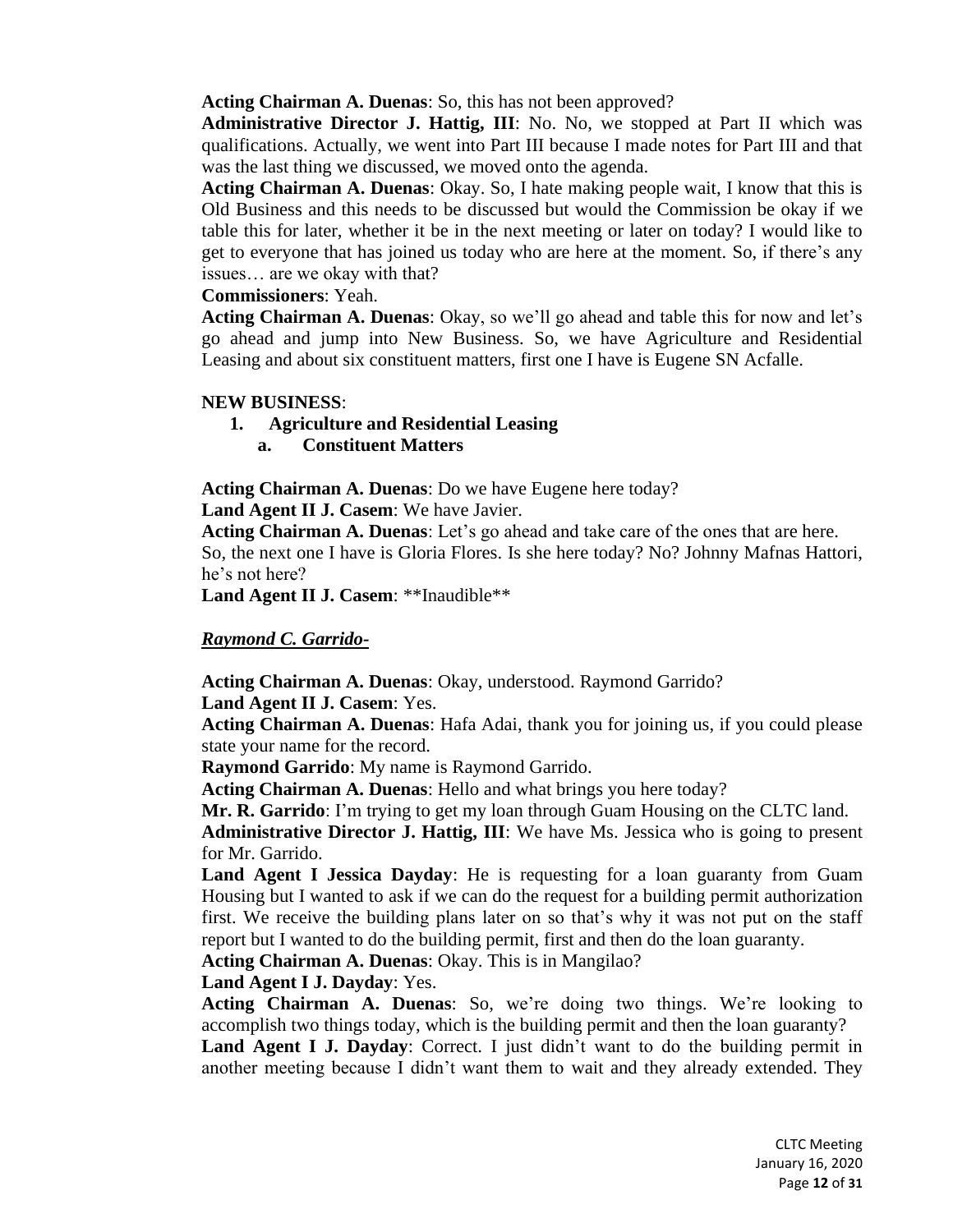**Acting Chairman A. Duenas**: So, this has not been approved?

**Administrative Director J. Hattig, III**: No. No, we stopped at Part II which was qualifications. Actually, we went into Part III because I made notes for Part III and that was the last thing we discussed, we moved onto the agenda.

**Acting Chairman A. Duenas**: Okay. So, I hate making people wait, I know that this is Old Business and this needs to be discussed but would the Commission be okay if we table this for later, whether it be in the next meeting or later on today? I would like to get to everyone that has joined us today who are here at the moment. So, if there's any issues… are we okay with that?

**Commissioners**: Yeah.

**Acting Chairman A. Duenas**: Okay, so we'll go ahead and table this for now and let's go ahead and jump into New Business. So, we have Agriculture and Residential Leasing and about six constituent matters, first one I have is Eugene SN Acfalle.

**NEW BUSINESS**:

1. **Agriculture and Residential Leasing**
   a. **Constituent Matters**

**Acting Chairman A. Duenas**: Do we have Eugene here today?

**Land Agent II J. Casem**: We have Javier.

**Acting Chairman A. Duenas**: Let's go ahead and take care of the ones that are here. So, the next one I have is Gloria Flores. Is she here today? No? Johnny Mafnas Hattori, he's not here?

**Land Agent II J. Casem**: \*\*Inaudible\*\*

***Raymond C. Garrido-***

**Acting Chairman A. Duenas**: Okay, understood. Raymond Garrido?

**Land Agent II J. Casem**: Yes.

**Acting Chairman A. Duenas**: Hafa Adai, thank you for joining us, if you could please state your name for the record.

**Raymond Garrido**: My name is Raymond Garrido.

**Acting Chairman A. Duenas**: Hello and what brings you here today?

**Mr. R. Garrido**: I'm trying to get my loan through Guam Housing on the CLTC land.

**Administrative Director J. Hattig, III**: We have Ms. Jessica who is going to present for Mr. Garrido.

**Land Agent I Jessica Dayday**: He is requesting for a loan guaranty from Guam Housing but I wanted to ask if we can do the request for a building permit authorization first. We receive the building plans later on so that's why it was not put on the staff report but I wanted to do the building permit, first and then do the loan guaranty.

**Acting Chairman A. Duenas**: Okay. This is in Mangilao?

**Land Agent I J. Dayday**: Yes.

**Acting Chairman A. Duenas**: So, we're doing two things. We're looking to accomplish two things today, which is the building permit and then the loan guaranty?

**Land Agent I J. Dayday**: Correct. I just didn't want to do the building permit in another meeting because I didn't want them to wait and they already extended. They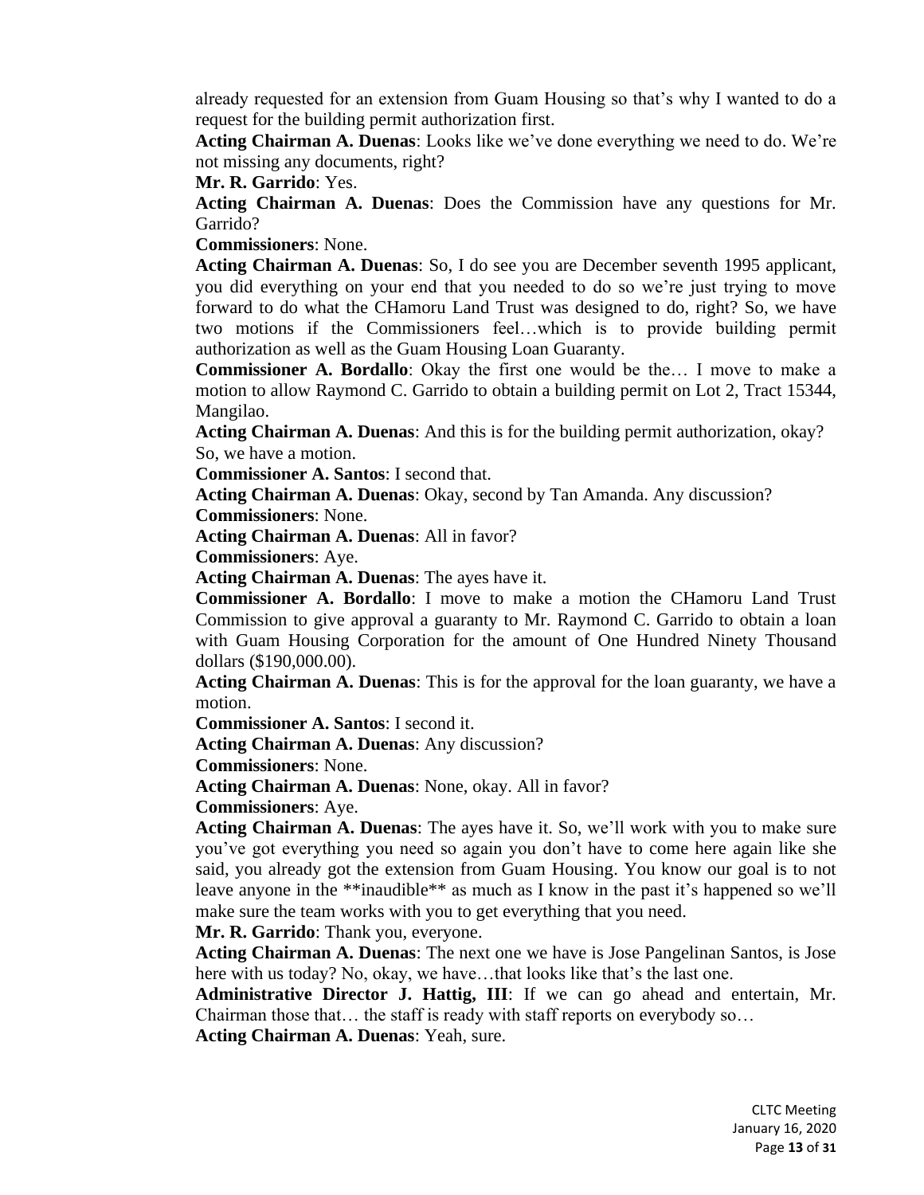already requested for an extension from Guam Housing so that's why I wanted to do a request for the building permit authorization first.

**Acting Chairman A. Duenas**: Looks like we've done everything we need to do. We're not missing any documents, right?

**Mr. R. Garrido**: Yes.

**Acting Chairman A. Duenas**: Does the Commission have any questions for Mr. Garrido?

**Commissioners**: None.

**Acting Chairman A. Duenas**: So, I do see you are December seventh 1995 applicant, you did everything on your end that you needed to do so we're just trying to move forward to do what the CHamoru Land Trust was designed to do, right? So, we have two motions if the Commissioners feel…which is to provide building permit authorization as well as the Guam Housing Loan Guaranty.

**Commissioner A. Bordallo**: Okay the first one would be the… I move to make a motion to allow Raymond C. Garrido to obtain a building permit on Lot 2, Tract 15344, Mangilao.

**Acting Chairman A. Duenas**: And this is for the building permit authorization, okay? So, we have a motion.

**Commissioner A. Santos**: I second that.

**Acting Chairman A. Duenas**: Okay, second by Tan Amanda. Any discussion?

**Commissioners**: None.

**Acting Chairman A. Duenas**: All in favor?

**Commissioners**: Aye.

**Acting Chairman A. Duenas**: The ayes have it.

**Commissioner A. Bordallo**: I move to make a motion the CHamoru Land Trust Commission to give approval a guaranty to Mr. Raymond C. Garrido to obtain a loan with Guam Housing Corporation for the amount of One Hundred Ninety Thousand dollars ($190,000.00).

**Acting Chairman A. Duenas**: This is for the approval for the loan guaranty, we have a motion.

**Commissioner A. Santos**: I second it.

**Acting Chairman A. Duenas**: Any discussion?

**Commissioners**: None.

**Acting Chairman A. Duenas**: None, okay. All in favor?

**Commissioners**: Aye.

**Acting Chairman A. Duenas**: The ayes have it. So, we'll work with you to make sure you've got everything you need so again you don't have to come here again like she said, you already got the extension from Guam Housing. You know our goal is to not leave anyone in the **inaudible** as much as I know in the past it's happened so we'll make sure the team works with you to get everything that you need.

**Mr. R. Garrido**: Thank you, everyone.

**Acting Chairman A. Duenas**: The next one we have is Jose Pangelinan Santos, is Jose here with us today? No, okay, we have…that looks like that's the last one.

**Administrative Director J. Hattig, III**: If we can go ahead and entertain, Mr. Chairman those that… the staff is ready with staff reports on everybody so…

**Acting Chairman A. Duenas**: Yeah, sure.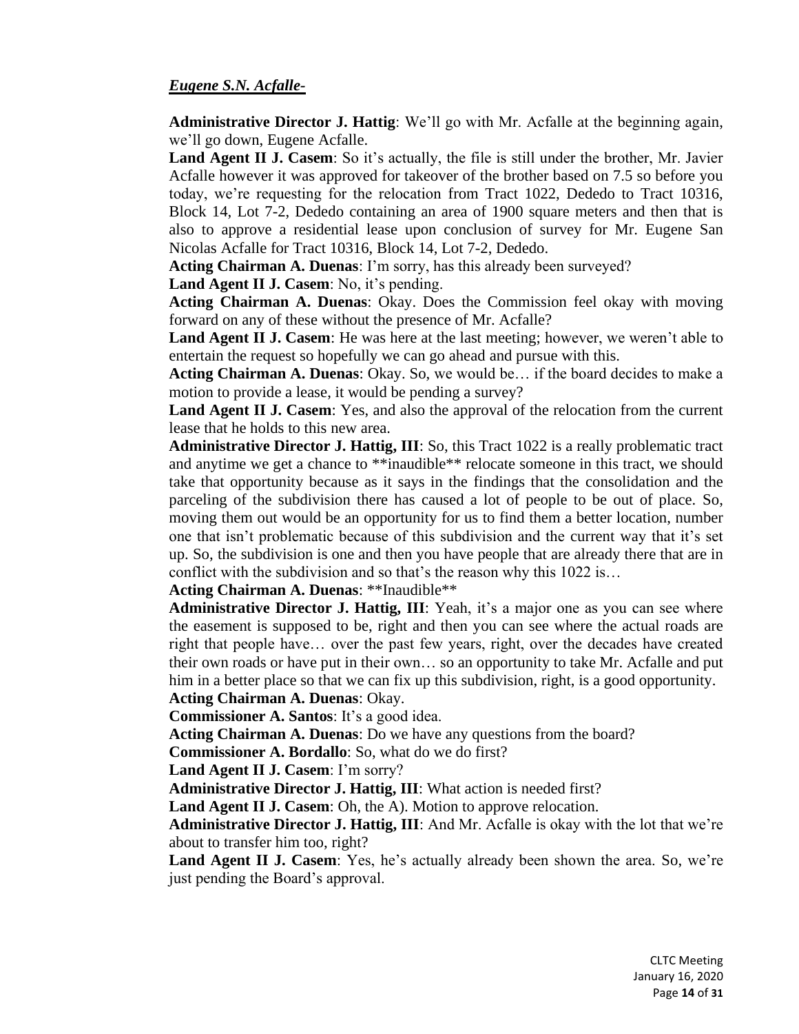***Eugene S.N. Acfalle-***

**Administrative Director J. Hattig**: We'll go with Mr. Acfalle at the beginning again, we'll go down, Eugene Acfalle.

**Land Agent II J. Casem**: So it's actually, the file is still under the brother, Mr. Javier Acfalle however it was approved for takeover of the brother based on 7.5 so before you today, we're requesting for the relocation from Tract 1022, Dededo to Tract 10316, Block 14, Lot 7-2, Dededo containing an area of 1900 square meters and then that is also to approve a residential lease upon conclusion of survey for Mr. Eugene San Nicolas Acfalle for Tract 10316, Block 14, Lot 7-2, Dededo.

**Acting Chairman A. Duenas**: I'm sorry, has this already been surveyed?

**Land Agent II J. Casem**: No, it's pending.

**Acting Chairman A. Duenas**: Okay. Does the Commission feel okay with moving forward on any of these without the presence of Mr. Acfalle?

**Land Agent II J. Casem**: He was here at the last meeting; however, we weren't able to entertain the request so hopefully we can go ahead and pursue with this.

**Acting Chairman A. Duenas**: Okay. So, we would be… if the board decides to make a motion to provide a lease, it would be pending a survey?

**Land Agent II J. Casem**: Yes, and also the approval of the relocation from the current lease that he holds to this new area.

**Administrative Director J. Hattig, III**: So, this Tract 1022 is a really problematic tract and anytime we get a chance to **inaudible** relocate someone in this tract, we should take that opportunity because as it says in the findings that the consolidation and the parceling of the subdivision there has caused a lot of people to be out of place. So, moving them out would be an opportunity for us to find them a better location, number one that isn't problematic because of this subdivision and the current way that it's set up. So, the subdivision is one and then you have people that are already there that are in conflict with the subdivision and so that's the reason why this 1022 is…

**Acting Chairman A. Duenas**: **Inaudible**

**Administrative Director J. Hattig, III**: Yeah, it's a major one as you can see where the easement is supposed to be, right and then you can see where the actual roads are right that people have… over the past few years, right, over the decades have created their own roads or have put in their own… so an opportunity to take Mr. Acfalle and put him in a better place so that we can fix up this subdivision, right, is a good opportunity.

**Acting Chairman A. Duenas**: Okay.

**Commissioner A. Santos**: It's a good idea.

**Acting Chairman A. Duenas**: Do we have any questions from the board?

**Commissioner A. Bordallo**: So, what do we do first?

**Land Agent II J. Casem**: I'm sorry?

**Administrative Director J. Hattig, III**: What action is needed first?

**Land Agent II J. Casem**: Oh, the A). Motion to approve relocation.

**Administrative Director J. Hattig, III**: And Mr. Acfalle is okay with the lot that we're about to transfer him too, right?

**Land Agent II J. Casem**: Yes, he's actually already been shown the area. So, we're just pending the Board's approval.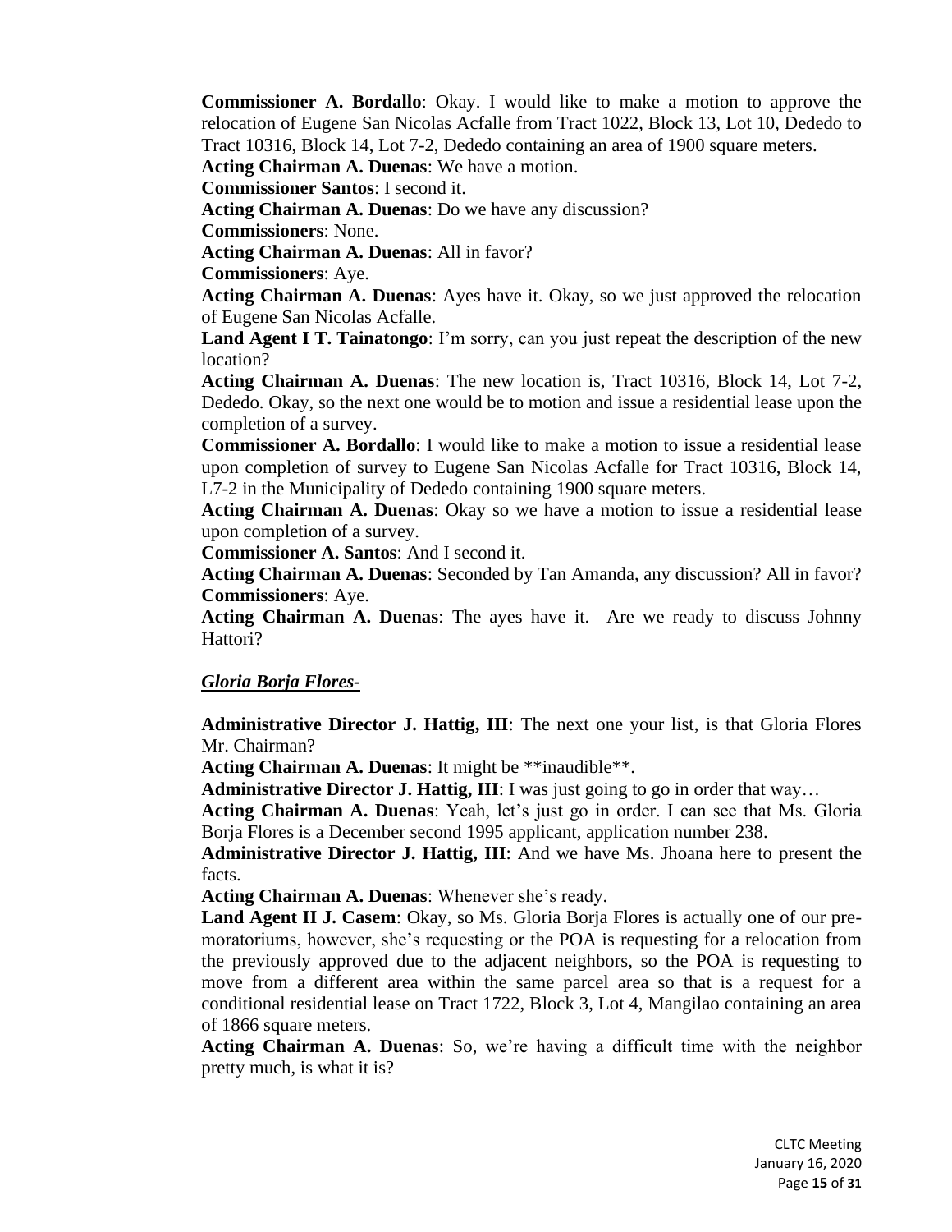**Commissioner A. Bordallo**: Okay. I would like to make a motion to approve the relocation of Eugene San Nicolas Acfalle from Tract 1022, Block 13, Lot 10, Dededo to Tract 10316, Block 14, Lot 7-2, Dededo containing an area of 1900 square meters.

**Acting Chairman A. Duenas**: We have a motion.

**Commissioner Santos**: I second it.

**Acting Chairman A. Duenas**: Do we have any discussion?

**Commissioners**: None.

**Acting Chairman A. Duenas**: All in favor?

**Commissioners**: Aye.

**Acting Chairman A. Duenas**: Ayes have it. Okay, so we just approved the relocation of Eugene San Nicolas Acfalle.

**Land Agent I T. Tainatongo**: I'm sorry, can you just repeat the description of the new location?

**Acting Chairman A. Duenas**: The new location is, Tract 10316, Block 14, Lot 7-2, Dededo. Okay, so the next one would be to motion and issue a residential lease upon the completion of a survey.

**Commissioner A. Bordallo**: I would like to make a motion to issue a residential lease upon completion of survey to Eugene San Nicolas Acfalle for Tract 10316, Block 14, L7-2 in the Municipality of Dededo containing 1900 square meters.

**Acting Chairman A. Duenas**: Okay so we have a motion to issue a residential lease upon completion of a survey.

**Commissioner A. Santos**: And I second it.

**Acting Chairman A. Duenas**: Seconded by Tan Amanda, any discussion? All in favor?

**Commissioners**: Aye.

**Acting Chairman A. Duenas**: The ayes have it. Are we ready to discuss Johnny Hattori?

***Gloria Borja Flores-***

**Administrative Director J. Hattig, III**: The next one your list, is that Gloria Flores Mr. Chairman?

**Acting Chairman A. Duenas**: It might be \*\*inaudible\*\*.

**Administrative Director J. Hattig, III**: I was just going to go in order that way…

**Acting Chairman A. Duenas**: Yeah, let's just go in order. I can see that Ms. Gloria Borja Flores is a December second 1995 applicant, application number 238.

**Administrative Director J. Hattig, III**: And we have Ms. Jhoana here to present the facts.

**Acting Chairman A. Duenas**: Whenever she's ready.

**Land Agent II J. Casem**: Okay, so Ms. Gloria Borja Flores is actually one of our pre-moratoriums, however, she's requesting or the POA is requesting for a relocation from the previously approved due to the adjacent neighbors, so the POA is requesting to move from a different area within the same parcel area so that is a request for a conditional residential lease on Tract 1722, Block 3, Lot 4, Mangilao containing an area of 1866 square meters.

**Acting Chairman A. Duenas**: So, we're having a difficult time with the neighbor pretty much, is what it is?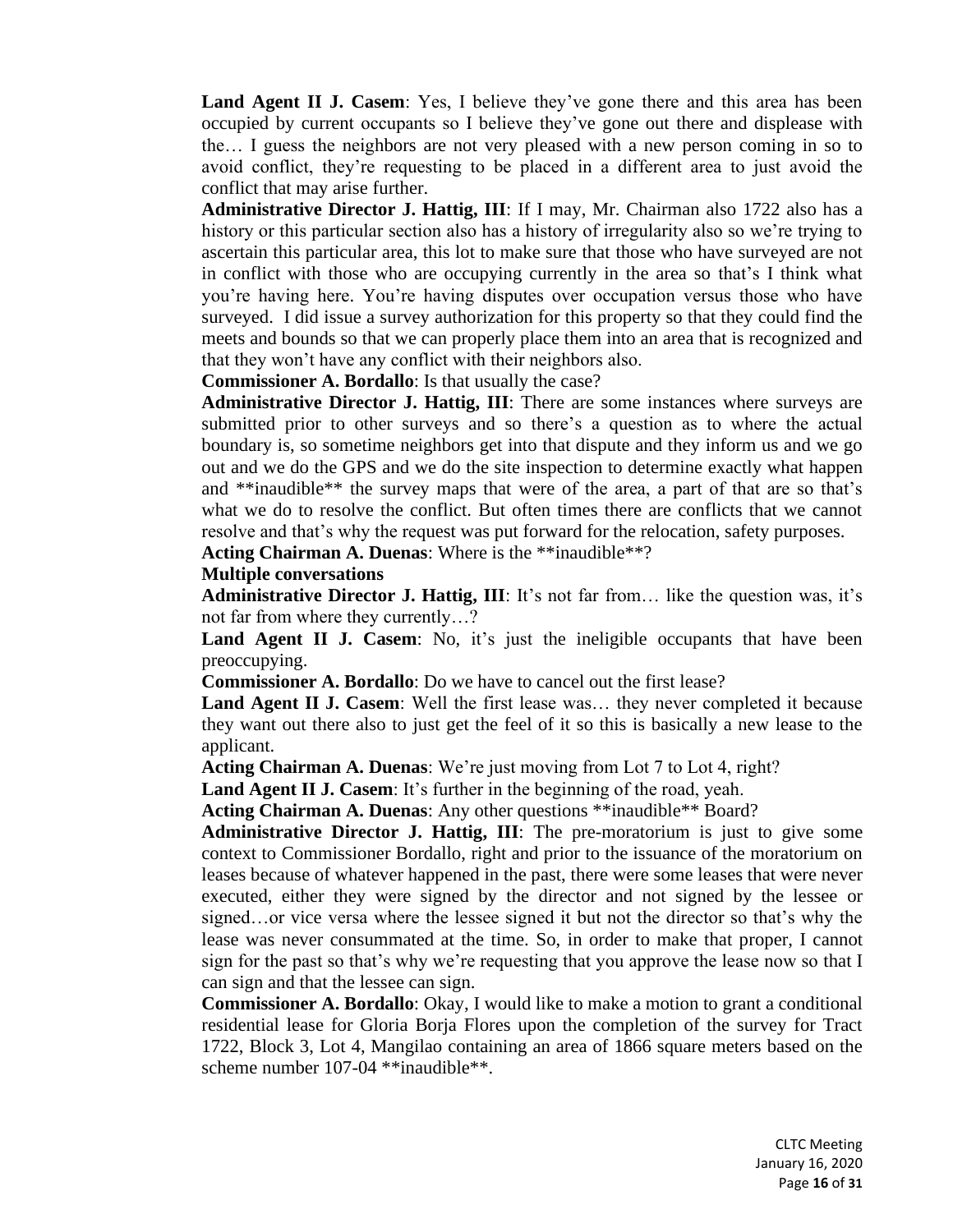**Land Agent II J. Casem**: Yes, I believe they've gone there and this area has been occupied by current occupants so I believe they've gone out there and displease with the… I guess the neighbors are not very pleased with a new person coming in so to avoid conflict, they're requesting to be placed in a different area to just avoid the conflict that may arise further.

**Administrative Director J. Hattig, III**: If I may, Mr. Chairman also 1722 also has a history or this particular section also has a history of irregularity also so we're trying to ascertain this particular area, this lot to make sure that those who have surveyed are not in conflict with those who are occupying currently in the area so that's I think what you're having here. You're having disputes over occupation versus those who have surveyed. I did issue a survey authorization for this property so that they could find the meets and bounds so that we can properly place them into an area that is recognized and that they won't have any conflict with their neighbors also.

**Commissioner A. Bordallo**: Is that usually the case?

**Administrative Director J. Hattig, III**: There are some instances where surveys are submitted prior to other surveys and so there's a question as to where the actual boundary is, so sometime neighbors get into that dispute and they inform us and we go out and we do the GPS and we do the site inspection to determine exactly what happen and **inaudible** the survey maps that were of the area, a part of that are so that's what we do to resolve the conflict. But often times there are conflicts that we cannot resolve and that's why the request was put forward for the relocation, safety purposes.

**Acting Chairman A. Duenas**: Where is the **inaudible**?

**Multiple conversations**

**Administrative Director J. Hattig, III**: It's not far from… like the question was, it's not far from where they currently…?

**Land Agent II J. Casem**: No, it's just the ineligible occupants that have been preoccupying.

**Commissioner A. Bordallo**: Do we have to cancel out the first lease?

**Land Agent II J. Casem**: Well the first lease was… they never completed it because they want out there also to just get the feel of it so this is basically a new lease to the applicant.

**Acting Chairman A. Duenas**: We're just moving from Lot 7 to Lot 4, right?

**Land Agent II J. Casem**: It's further in the beginning of the road, yeah.

**Acting Chairman A. Duenas**: Any other questions **inaudible** Board?

**Administrative Director J. Hattig, III**: The pre-moratorium is just to give some context to Commissioner Bordallo, right and prior to the issuance of the moratorium on leases because of whatever happened in the past, there were some leases that were never executed, either they were signed by the director and not signed by the lessee or signed…or vice versa where the lessee signed it but not the director so that's why the lease was never consummated at the time. So, in order to make that proper, I cannot sign for the past so that's why we're requesting that you approve the lease now so that I can sign and that the lessee can sign.

**Commissioner A. Bordallo**: Okay, I would like to make a motion to grant a conditional residential lease for Gloria Borja Flores upon the completion of the survey for Tract 1722, Block 3, Lot 4, Mangilao containing an area of 1866 square meters based on the scheme number 107-04 **inaudible**.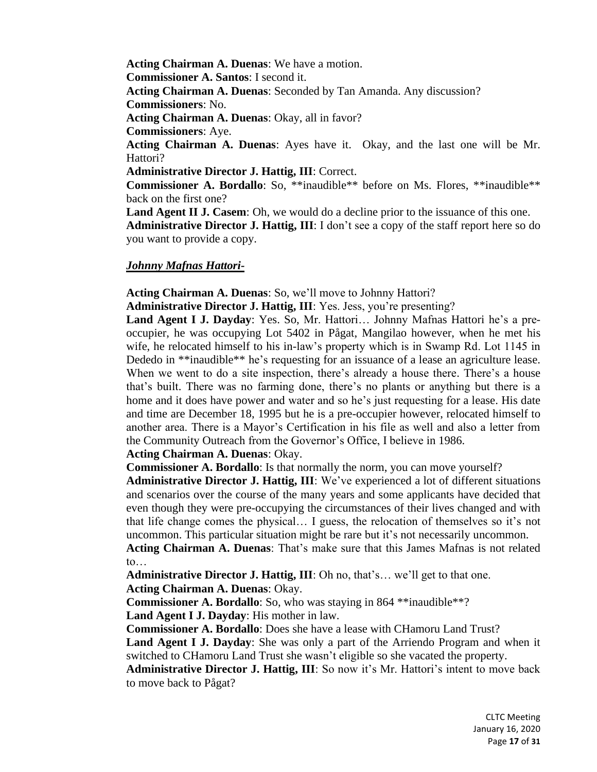**Acting Chairman A. Duenas**: We have a motion.

**Commissioner A. Santos**: I second it.

**Acting Chairman A. Duenas**: Seconded by Tan Amanda. Any discussion?

**Commissioners**: No.

**Acting Chairman A. Duenas**: Okay, all in favor?

**Commissioners**: Aye.

**Acting Chairman A. Duenas**: Ayes have it. Okay, and the last one will be Mr. Hattori?

**Administrative Director J. Hattig, III**: Correct.

**Commissioner A. Bordallo**: So, **inaudible** before on Ms. Flores, **inaudible** back on the first one?

**Land Agent II J. Casem**: Oh, we would do a decline prior to the issuance of this one.

**Administrative Director J. Hattig, III**: I don't see a copy of the staff report here so do you want to provide a copy.

***Johnny Mafnas Hattori-***

**Acting Chairman A. Duenas**: So, we'll move to Johnny Hattori?

**Administrative Director J. Hattig, III**: Yes. Jess, you're presenting?

**Land Agent I J. Dayday**: Yes. So, Mr. Hattori… Johnny Mafnas Hattori he's a pre-occupier, he was occupying Lot 5402 in Pågat, Mangilao however, when he met his wife, he relocated himself to his in-law's property which is in Swamp Rd. Lot 1145 in Dededo in **inaudible** he's requesting for an issuance of a lease an agriculture lease. When we went to do a site inspection, there's already a house there. There's a house that's built. There was no farming done, there's no plants or anything but there is a home and it does have power and water and so he's just requesting for a lease. His date and time are December 18, 1995 but he is a pre-occupier however, relocated himself to another area. There is a Mayor's Certification in his file as well and also a letter from the Community Outreach from the Governor's Office, I believe in 1986.

**Acting Chairman A. Duenas**: Okay.

**Commissioner A. Bordallo**: Is that normally the norm, you can move yourself?

**Administrative Director J. Hattig, III**: We've experienced a lot of different situations and scenarios over the course of the many years and some applicants have decided that even though they were pre-occupying the circumstances of their lives changed and with that life change comes the physical… I guess, the relocation of themselves so it's not uncommon. This particular situation might be rare but it's not necessarily uncommon.

**Acting Chairman A. Duenas**: That's make sure that this James Mafnas is not related to…

**Administrative Director J. Hattig, III**: Oh no, that's… we'll get to that one.

**Acting Chairman A. Duenas**: Okay.

**Commissioner A. Bordallo**: So, who was staying in 864 **inaudible**?

**Land Agent I J. Dayday**: His mother in law.

**Commissioner A. Bordallo**: Does she have a lease with CHamoru Land Trust?

**Land Agent I J. Dayday**: She was only a part of the Arriendo Program and when it switched to CHamoru Land Trust she wasn't eligible so she vacated the property.

**Administrative Director J. Hattig, III**: So now it's Mr. Hattori's intent to move back to move back to Pågat?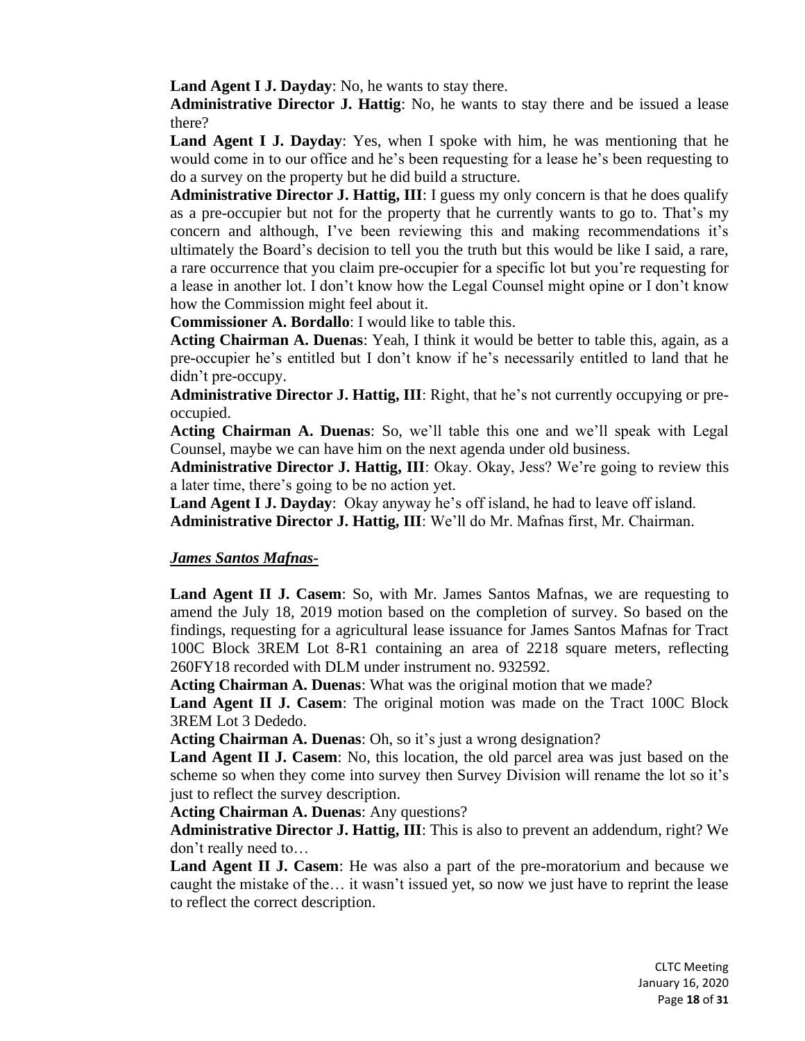**Land Agent I J. Dayday**: No, he wants to stay there.

**Administrative Director J. Hattig**: No, he wants to stay there and be issued a lease there?

**Land Agent I J. Dayday**: Yes, when I spoke with him, he was mentioning that he would come in to our office and he's been requesting for a lease he's been requesting to do a survey on the property but he did build a structure.

**Administrative Director J. Hattig, III**: I guess my only concern is that he does qualify as a pre-occupier but not for the property that he currently wants to go to. That's my concern and although, I've been reviewing this and making recommendations it's ultimately the Board's decision to tell you the truth but this would be like I said, a rare, a rare occurrence that you claim pre-occupier for a specific lot but you're requesting for a lease in another lot. I don't know how the Legal Counsel might opine or I don't know how the Commission might feel about it.

**Commissioner A. Bordallo**: I would like to table this.

**Acting Chairman A. Duenas**: Yeah, I think it would be better to table this, again, as a pre-occupier he's entitled but I don't know if he's necessarily entitled to land that he didn't pre-occupy.

**Administrative Director J. Hattig, III**: Right, that he's not currently occupying or pre-occupied.

**Acting Chairman A. Duenas**: So, we'll table this one and we'll speak with Legal Counsel, maybe we can have him on the next agenda under old business.

**Administrative Director J. Hattig, III**: Okay. Okay, Jess? We're going to review this a later time, there's going to be no action yet.

**Land Agent I J. Dayday**: Okay anyway he's off island, he had to leave off island.

**Administrative Director J. Hattig, III**: We'll do Mr. Mafnas first, Mr. Chairman.

***James Santos Mafnas-***

**Land Agent II J. Casem**: So, with Mr. James Santos Mafnas, we are requesting to amend the July 18, 2019 motion based on the completion of survey. So based on the findings, requesting for a agricultural lease issuance for James Santos Mafnas for Tract 100C Block 3REM Lot 8-R1 containing an area of 2218 square meters, reflecting 260FY18 recorded with DLM under instrument no. 932592.

**Acting Chairman A. Duenas**: What was the original motion that we made?

**Land Agent II J. Casem**: The original motion was made on the Tract 100C Block 3REM Lot 3 Dededo.

**Acting Chairman A. Duenas**: Oh, so it's just a wrong designation?

**Land Agent II J. Casem**: No, this location, the old parcel area was just based on the scheme so when they come into survey then Survey Division will rename the lot so it's just to reflect the survey description.

**Acting Chairman A. Duenas**: Any questions?

**Administrative Director J. Hattig, III**: This is also to prevent an addendum, right? We don't really need to…

**Land Agent II J. Casem**: He was also a part of the pre-moratorium and because we caught the mistake of the… it wasn't issued yet, so now we just have to reprint the lease to reflect the correct description.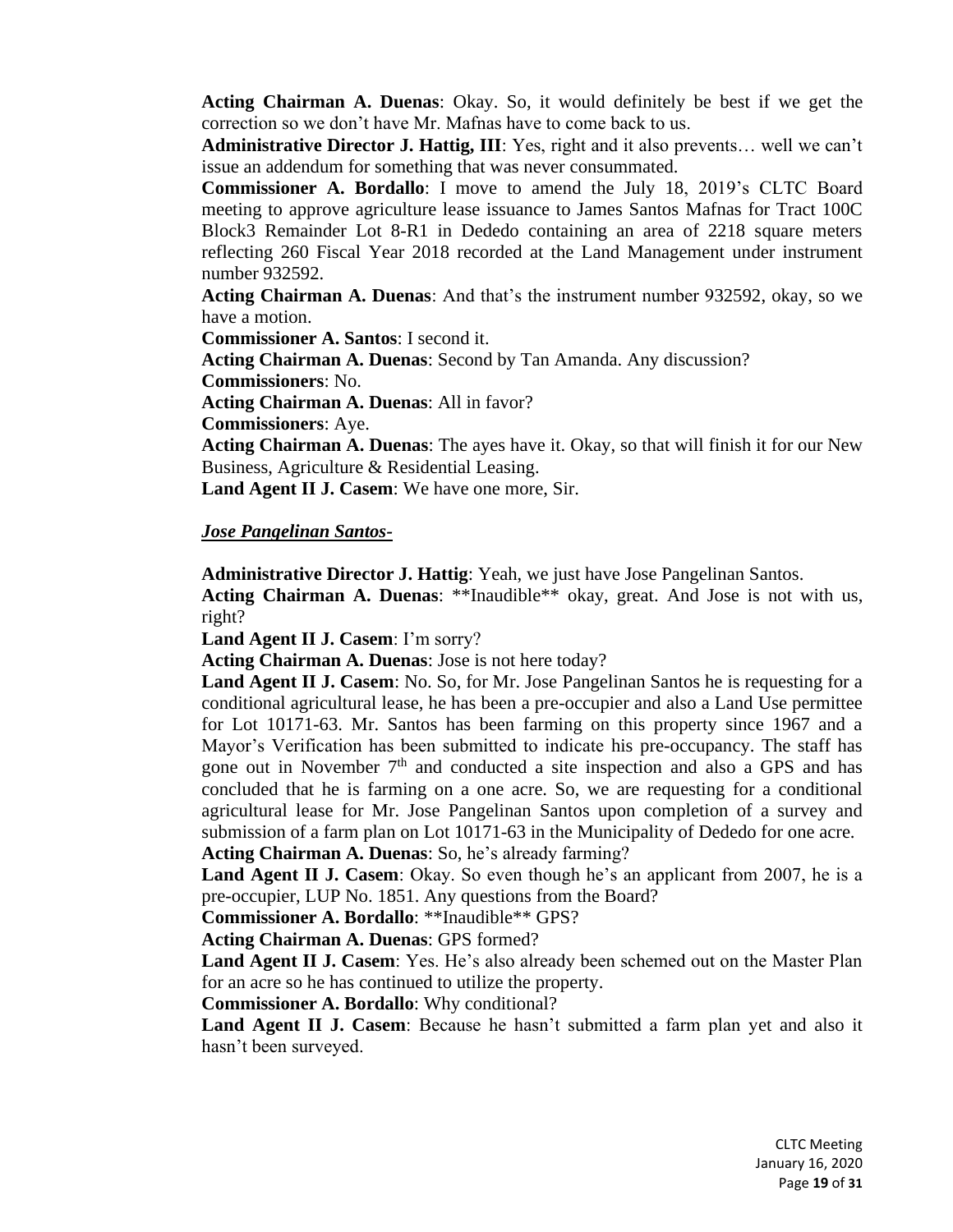**Acting Chairman A. Duenas**: Okay. So, it would definitely be best if we get the correction so we don't have Mr. Mafnas have to come back to us.

**Administrative Director J. Hattig, III**: Yes, right and it also prevents… well we can't issue an addendum for something that was never consummated.

**Commissioner A. Bordallo**: I move to amend the July 18, 2019's CLTC Board meeting to approve agriculture lease issuance to James Santos Mafnas for Tract 100C Block3 Remainder Lot 8-R1 in Dededo containing an area of 2218 square meters reflecting 260 Fiscal Year 2018 recorded at the Land Management under instrument number 932592.

**Acting Chairman A. Duenas**: And that's the instrument number 932592, okay, so we have a motion.

**Commissioner A. Santos**: I second it.

**Acting Chairman A. Duenas**: Second by Tan Amanda. Any discussion?

**Commissioners**: No.

**Acting Chairman A. Duenas**: All in favor?

**Commissioners**: Aye.

**Acting Chairman A. Duenas**: The ayes have it. Okay, so that will finish it for our New Business, Agriculture & Residential Leasing.

**Land Agent II J. Casem**: We have one more, Sir.

***Jose Pangelinan Santos-***

**Administrative Director J. Hattig**: Yeah, we just have Jose Pangelinan Santos.

**Acting Chairman A. Duenas**: **Inaudible** okay, great. And Jose is not with us, right?

**Land Agent II J. Casem**: I'm sorry?

**Acting Chairman A. Duenas**: Jose is not here today?

**Land Agent II J. Casem**: No. So, for Mr. Jose Pangelinan Santos he is requesting for a conditional agricultural lease, he has been a pre-occupier and also a Land Use permittee for Lot 10171-63. Mr. Santos has been farming on this property since 1967 and a Mayor's Verification has been submitted to indicate his pre-occupancy. The staff has gone out in November 7th and conducted a site inspection and also a GPS and has concluded that he is farming on a one acre. So, we are requesting for a conditional agricultural lease for Mr. Jose Pangelinan Santos upon completion of a survey and submission of a farm plan on Lot 10171-63 in the Municipality of Dededo for one acre.

**Acting Chairman A. Duenas**: So, he's already farming?

**Land Agent II J. Casem**: Okay. So even though he's an applicant from 2007, he is a pre-occupier, LUP No. 1851. Any questions from the Board?

**Commissioner A. Bordallo**: **Inaudible** GPS?

**Acting Chairman A. Duenas**: GPS formed?

**Land Agent II J. Casem**: Yes. He's also already been schemed out on the Master Plan for an acre so he has continued to utilize the property.

**Commissioner A. Bordallo**: Why conditional?

**Land Agent II J. Casem**: Because he hasn't submitted a farm plan yet and also it hasn't been surveyed.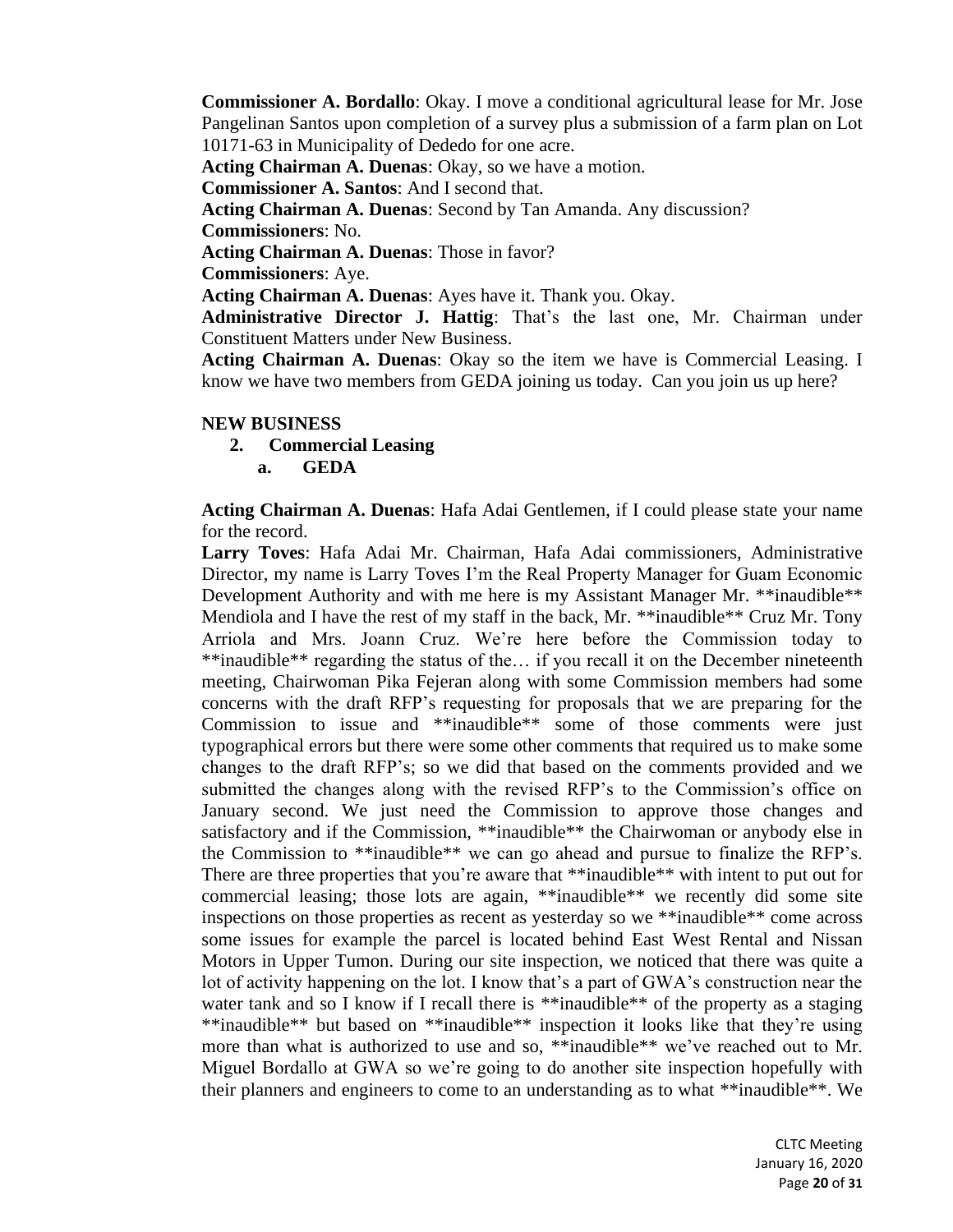**Commissioner A. Bordallo**: Okay. I move a conditional agricultural lease for Mr. Jose Pangelinan Santos upon completion of a survey plus a submission of a farm plan on Lot 10171-63 in Municipality of Dededo for one acre.

**Acting Chairman A. Duenas**: Okay, so we have a motion.

**Commissioner A. Santos**: And I second that.

**Acting Chairman A. Duenas**: Second by Tan Amanda. Any discussion?

**Commissioners**: No.

**Acting Chairman A. Duenas**: Those in favor?

**Commissioners**: Aye.

**Acting Chairman A. Duenas**: Ayes have it. Thank you. Okay.

**Administrative Director J. Hattig**: That's the last one, Mr. Chairman under Constituent Matters under New Business.

**Acting Chairman A. Duenas**: Okay so the item we have is Commercial Leasing. I know we have two members from GEDA joining us today. Can you join us up here?

**NEW BUSINESS**

2. **Commercial Leasing**
    a. **GEDA**

**Acting Chairman A. Duenas**: Hafa Adai Gentlemen, if I could please state your name for the record.

**Larry Toves**: Hafa Adai Mr. Chairman, Hafa Adai commissioners, Administrative Director, my name is Larry Toves I'm the Real Property Manager for Guam Economic Development Authority and with me here is my Assistant Manager Mr. **inaudible** Mendiola and I have the rest of my staff in the back, Mr. **inaudible** Cruz Mr. Tony Arriola and Mrs. Joann Cruz. We're here before the Commission today to **inaudible** regarding the status of the… if you recall it on the December nineteenth meeting, Chairwoman Pika Fejeran along with some Commission members had some concerns with the draft RFP's requesting for proposals that we are preparing for the Commission to issue and **inaudible** some of those comments were just typographical errors but there were some other comments that required us to make some changes to the draft RFP's; so we did that based on the comments provided and we submitted the changes along with the revised RFP's to the Commission's office on January second. We just need the Commission to approve those changes and satisfactory and if the Commission, **inaudible** the Chairwoman or anybody else in the Commission to **inaudible** we can go ahead and pursue to finalize the RFP's. There are three properties that you're aware that **inaudible** with intent to put out for commercial leasing; those lots are again, **inaudible** we recently did some site inspections on those properties as recent as yesterday so we **inaudible** come across some issues for example the parcel is located behind East West Rental and Nissan Motors in Upper Tumon. During our site inspection, we noticed that there was quite a lot of activity happening on the lot. I know that's a part of GWA's construction near the water tank and so I know if I recall there is **inaudible** of the property as a staging **inaudible** but based on **inaudible** inspection it looks like that they're using more than what is authorized to use and so, **inaudible** we've reached out to Mr. Miguel Bordallo at GWA so we're going to do another site inspection hopefully with their planners and engineers to come to an understanding as to what **inaudible**. We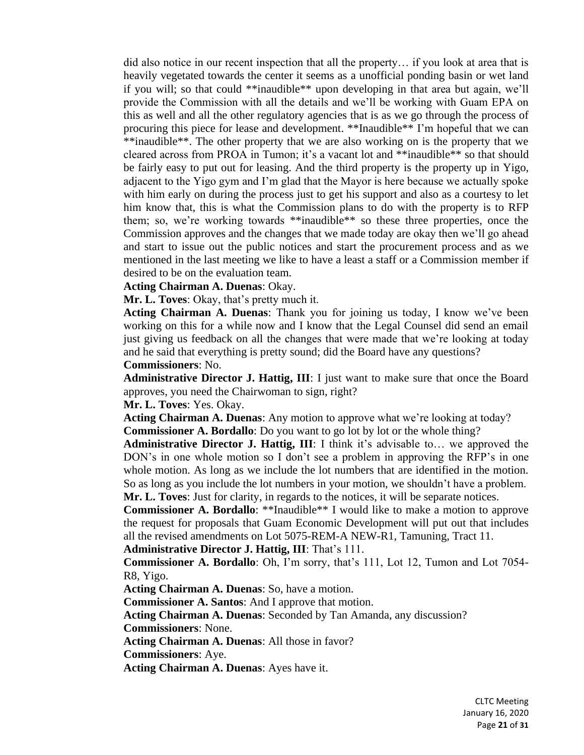did also notice in our recent inspection that all the property… if you look at area that is heavily vegetated towards the center it seems as a unofficial ponding basin or wet land if you will; so that could **inaudible** upon developing in that area but again, we'll provide the Commission with all the details and we'll be working with Guam EPA on this as well and all the other regulatory agencies that is as we go through the process of procuring this piece for lease and development. **Inaudible** I'm hopeful that we can **inaudible**. The other property that we are also working on is the property that we cleared across from PROA in Tumon; it's a vacant lot and **inaudible** so that should be fairly easy to put out for leasing. And the third property is the property up in Yigo, adjacent to the Yigo gym and I'm glad that the Mayor is here because we actually spoke with him early on during the process just to get his support and also as a courtesy to let him know that, this is what the Commission plans to do with the property is to RFP them; so, we're working towards **inaudible** so these three properties, once the Commission approves and the changes that we made today are okay then we'll go ahead and start to issue out the public notices and start the procurement process and as we mentioned in the last meeting we like to have a least a staff or a Commission member if desired to be on the evaluation team.

**Acting Chairman A. Duenas**: Okay.

**Mr. L. Toves**: Okay, that's pretty much it.

**Acting Chairman A. Duenas**: Thank you for joining us today, I know we've been working on this for a while now and I know that the Legal Counsel did send an email just giving us feedback on all the changes that were made that we're looking at today and he said that everything is pretty sound; did the Board have any questions?

**Commissioners**: No.

**Administrative Director J. Hattig, III**: I just want to make sure that once the Board approves, you need the Chairwoman to sign, right?

**Mr. L. Toves**: Yes. Okay.

**Acting Chairman A. Duenas**: Any motion to approve what we're looking at today?

**Commissioner A. Bordallo**: Do you want to go lot by lot or the whole thing?

**Administrative Director J. Hattig, III**: I think it's advisable to… we approved the DON's in one whole motion so I don't see a problem in approving the RFP's in one whole motion. As long as we include the lot numbers that are identified in the motion. So as long as you include the lot numbers in your motion, we shouldn't have a problem.

**Mr. L. Toves**: Just for clarity, in regards to the notices, it will be separate notices.

**Commissioner A. Bordallo**: **Inaudible** I would like to make a motion to approve the request for proposals that Guam Economic Development will put out that includes all the revised amendments on Lot 5075-REM-A NEW-R1, Tamuning, Tract 11.

**Administrative Director J. Hattig, III**: That's 111.

**Commissioner A. Bordallo**: Oh, I'm sorry, that's 111, Lot 12, Tumon and Lot 7054-R8, Yigo.

**Acting Chairman A. Duenas**: So, have a motion.

**Commissioner A. Santos**: And I approve that motion.

**Acting Chairman A. Duenas**: Seconded by Tan Amanda, any discussion?

**Commissioners**: None.

**Acting Chairman A. Duenas**: All those in favor?

**Commissioners**: Aye.

**Acting Chairman A. Duenas**: Ayes have it.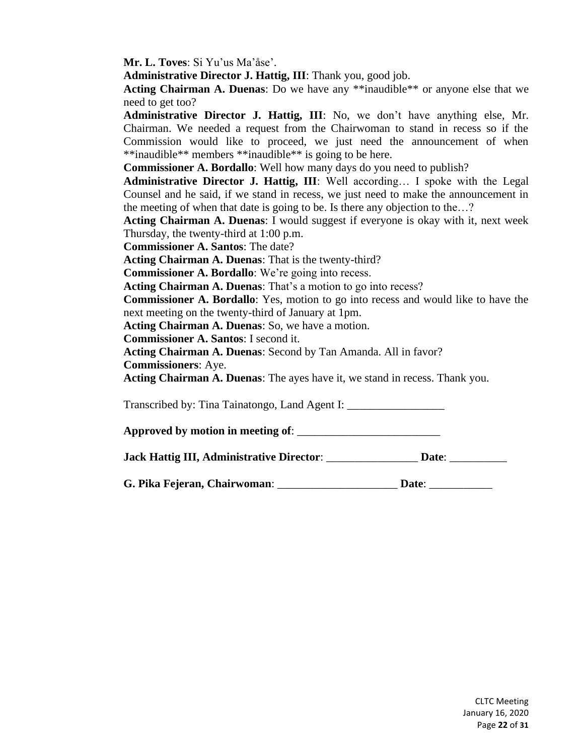**Mr. L. Toves**: Si Yu'us Ma'åse'.

**Administrative Director J. Hattig, III**: Thank you, good job.

**Acting Chairman A. Duenas**: Do we have any **inaudible** or anyone else that we need to get too?

**Administrative Director J. Hattig, III**: No, we don't have anything else, Mr. Chairman. We needed a request from the Chairwoman to stand in recess so if the Commission would like to proceed, we just need the announcement of when **inaudible** members **inaudible** is going to be here.

**Commissioner A. Bordallo**: Well how many days do you need to publish?

**Administrative Director J. Hattig, III**: Well according… I spoke with the Legal Counsel and he said, if we stand in recess, we just need to make the announcement in the meeting of when that date is going to be. Is there any objection to the…?

**Acting Chairman A. Duenas**: I would suggest if everyone is okay with it, next week Thursday, the twenty-third at 1:00 p.m.

**Commissioner A. Santos**: The date?

**Acting Chairman A. Duenas**: That is the twenty-third?

**Commissioner A. Bordallo**: We're going into recess.

**Acting Chairman A. Duenas**: That's a motion to go into recess?

**Commissioner A. Bordallo**: Yes, motion to go into recess and would like to have the next meeting on the twenty-third of January at 1pm.

**Acting Chairman A. Duenas**: So, we have a motion.

**Commissioner A. Santos**: I second it.

**Acting Chairman A. Duenas**: Second by Tan Amanda. All in favor?

**Commissioners**: Aye.

**Acting Chairman A. Duenas**: The ayes have it, we stand in recess. Thank you.

Transcribed by: Tina Tainatongo, Land Agent I: _________________

**Approved by motion in meeting of**: _________________________

**Jack Hattig III, Administrative Director**: ________________ **Date**: __________

**G. Pika Fejeran, Chairwoman**: _____________________ **Date**: ___________